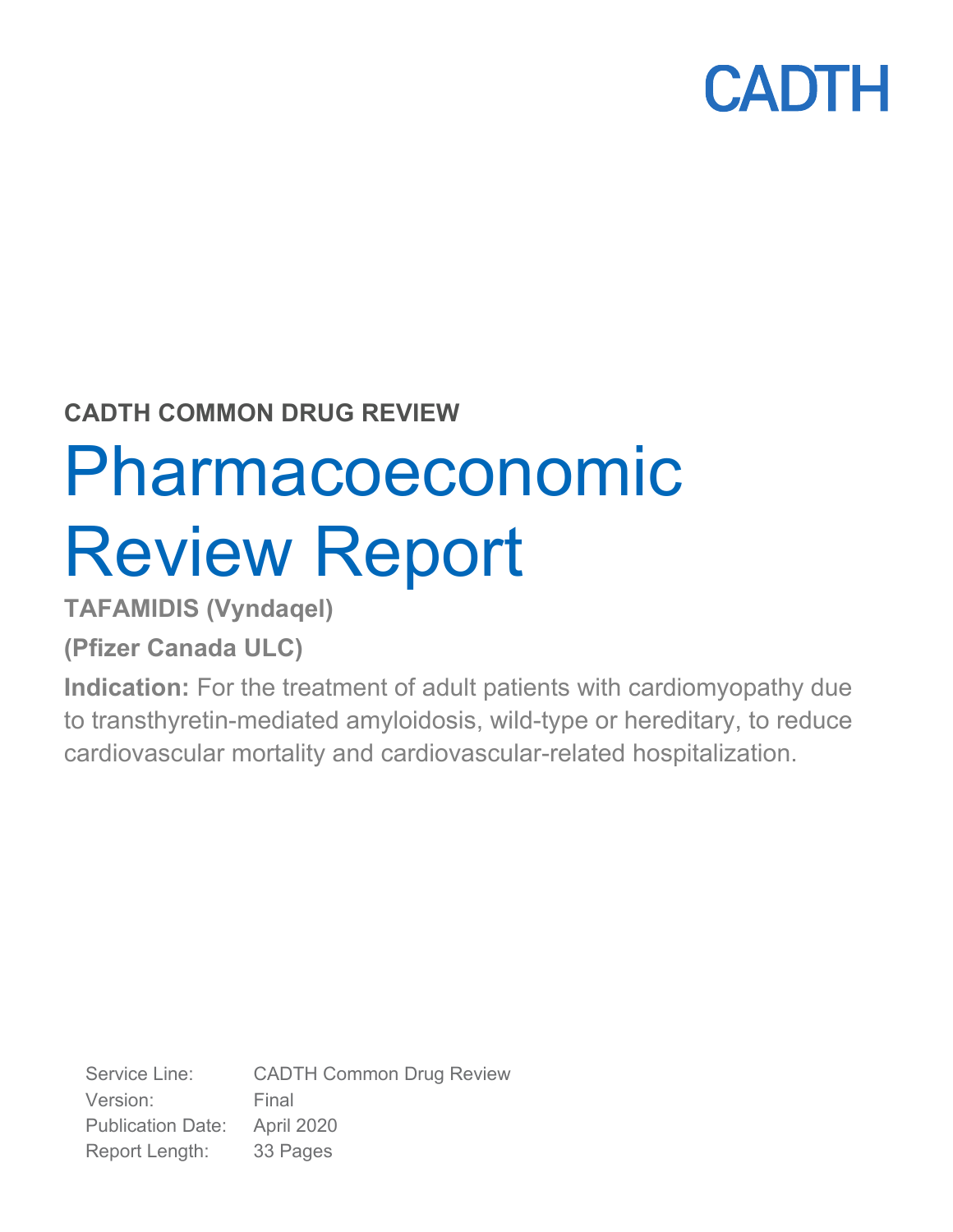CADTH

**CADTH COMMON DRUG REVIEW**

# Pharmacoeconomic Review Report

**TAFAMIDIS (Vyndaqel)**

**(Pfizer Canada ULC)**

**Indication:** For the treatment of adult patients with cardiomyopathy due to transthyretin-mediated amyloidosis, wild-type or hereditary, to reduce cardiovascular mortality and cardiovascular-related hospitalization.

| | |
|---|---|
| Service Line: | CADTH Common Drug Review |
| Version: | Final |
| Publication Date: | April 2020 |
| Report Length: | 33 Pages |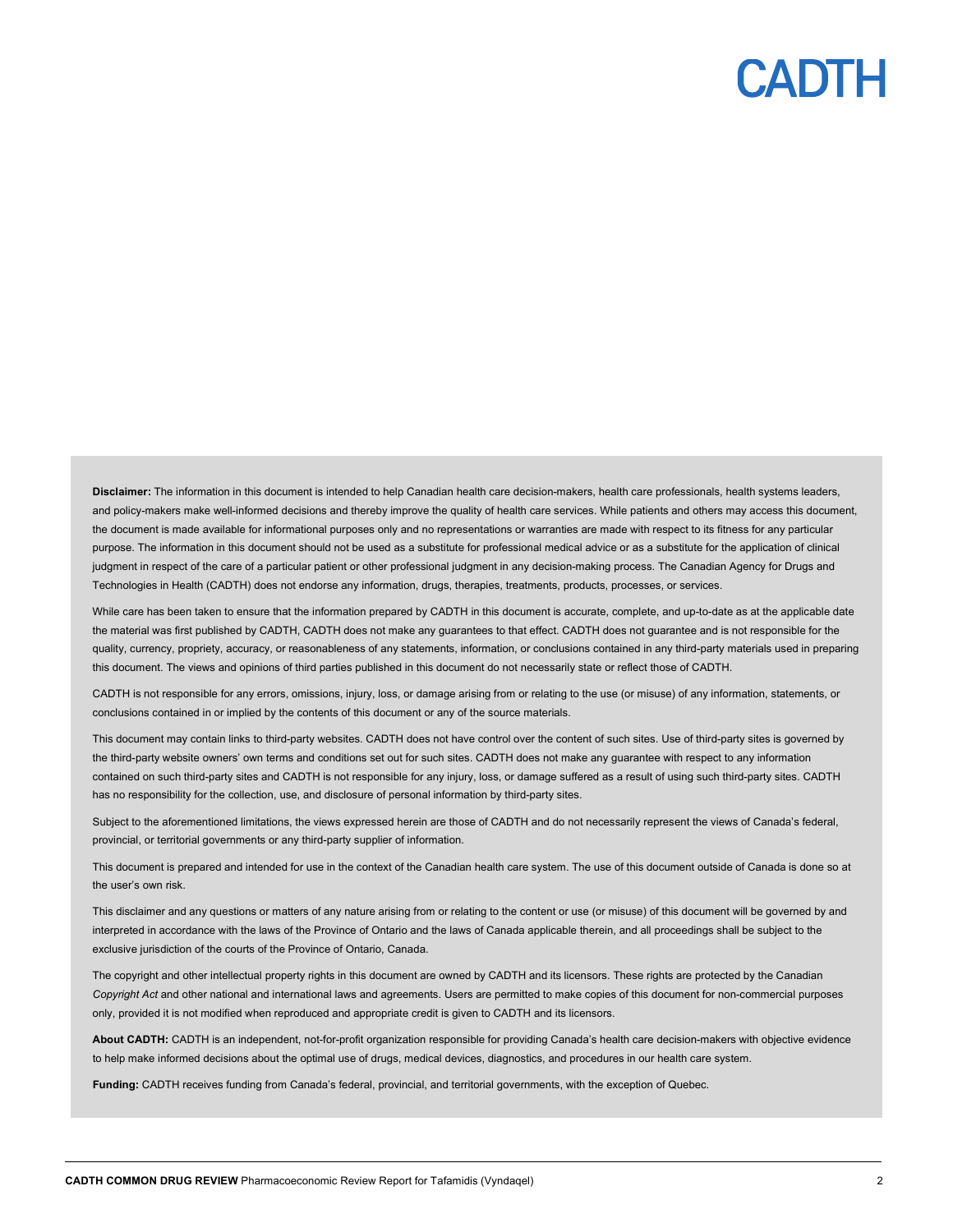**Disclaimer:** The information in this document is intended to help Canadian health care decision-makers, health care professionals, health systems leaders, and policy-makers make well-informed decisions and thereby improve the quality of health care services. While patients and others may access this document, the document is made available for informational purposes only and no representations or warranties are made with respect to its fitness for any particular purpose. The information in this document should not be used as a substitute for professional medical advice or as a substitute for the application of clinical judgment in respect of the care of a particular patient or other professional judgment in any decision-making process. The Canadian Agency for Drugs and Technologies in Health (CADTH) does not endorse any information, drugs, therapies, treatments, products, processes, or services.

While care has been taken to ensure that the information prepared by CADTH in this document is accurate, complete, and up-to-date as at the applicable date the material was first published by CADTH, CADTH does not make any guarantees to that effect. CADTH does not guarantee and is not responsible for the quality, currency, propriety, accuracy, or reasonableness of any statements, information, or conclusions contained in any third-party materials used in preparing this document. The views and opinions of third parties published in this document do not necessarily state or reflect those of CADTH.

CADTH is not responsible for any errors, omissions, injury, loss, or damage arising from or relating to the use (or misuse) of any information, statements, or conclusions contained in or implied by the contents of this document or any of the source materials.

This document may contain links to third-party websites. CADTH does not have control over the content of such sites. Use of third-party sites is governed by the third-party website owners' own terms and conditions set out for such sites. CADTH does not make any guarantee with respect to any information contained on such third-party sites and CADTH is not responsible for any injury, loss, or damage suffered as a result of using such third-party sites. CADTH has no responsibility for the collection, use, and disclosure of personal information by third-party sites.

Subject to the aforementioned limitations, the views expressed herein are those of CADTH and do not necessarily represent the views of Canada's federal, provincial, or territorial governments or any third-party supplier of information.

This document is prepared and intended for use in the context of the Canadian health care system. The use of this document outside of Canada is done so at the user's own risk.

This disclaimer and any questions or matters of any nature arising from or relating to the content or use (or misuse) of this document will be governed by and interpreted in accordance with the laws of the Province of Ontario and the laws of Canada applicable therein, and all proceedings shall be subject to the exclusive jurisdiction of the courts of the Province of Ontario, Canada.

The copyright and other intellectual property rights in this document are owned by CADTH and its licensors. These rights are protected by the Canadian *Copyright Act* and other national and international laws and agreements. Users are permitted to make copies of this document for non-commercial purposes only, provided it is not modified when reproduced and appropriate credit is given to CADTH and its licensors.

**About CADTH:** CADTH is an independent, not-for-profit organization responsible for providing Canada's health care decision-makers with objective evidence to help make informed decisions about the optimal use of drugs, medical devices, diagnostics, and procedures in our health care system.

**Funding:** CADTH receives funding from Canada's federal, provincial, and territorial governments, with the exception of Quebec.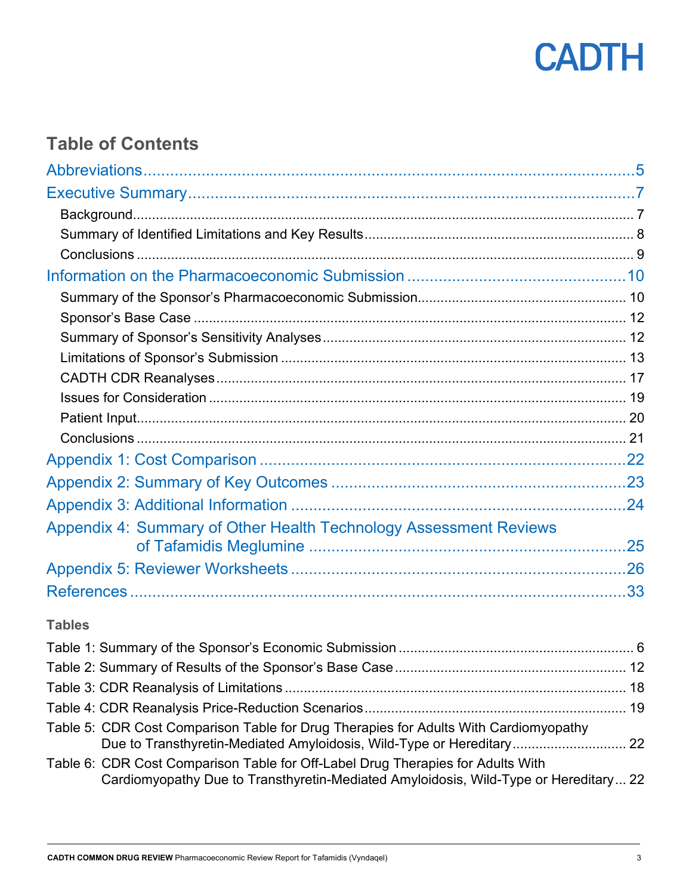## Table of Contents

Abbreviations ..... 5

Executive Summary ..... 7

- Background ..... 7
- Summary of Identified Limitations and Key Results ..... 8
- Conclusions ..... 9

Information on the Pharmacoeconomic Submission ..... 10

- Summary of the Sponsor's Pharmacoeconomic Submission ..... 10
- Sponsor's Base Case ..... 12
- Summary of Sponsor's Sensitivity Analyses ..... 12
- Limitations of Sponsor's Submission ..... 13
- CADTH CDR Reanalyses ..... 17
- Issues for Consideration ..... 19
- Patient Input ..... 20
- Conclusions ..... 21

Appendix 1: Cost Comparison ..... 22

Appendix 2: Summary of Key Outcomes ..... 23

Appendix 3: Additional Information ..... 24

Appendix 4: Summary of Other Health Technology Assessment Reviews of Tafamidis Meglumine ..... 25

Appendix 5: Reviewer Worksheets ..... 26

References ..... 33

### Tables

Table 1: Summary of the Sponsor's Economic Submission ..... 6

Table 2: Summary of Results of the Sponsor's Base Case ..... 12

Table 3: CDR Reanalysis of Limitations ..... 18

Table 4: CDR Reanalysis Price-Reduction Scenarios ..... 19

Table 5: CDR Cost Comparison Table for Drug Therapies for Adults With Cardiomyopathy Due to Transthyretin-Mediated Amyloidosis, Wild-Type or Hereditary ..... 22

Table 6: CDR Cost Comparison Table for Off-Label Drug Therapies for Adults With Cardiomyopathy Due to Transthyretin-Mediated Amyloidosis, Wild-Type or Hereditary ..... 22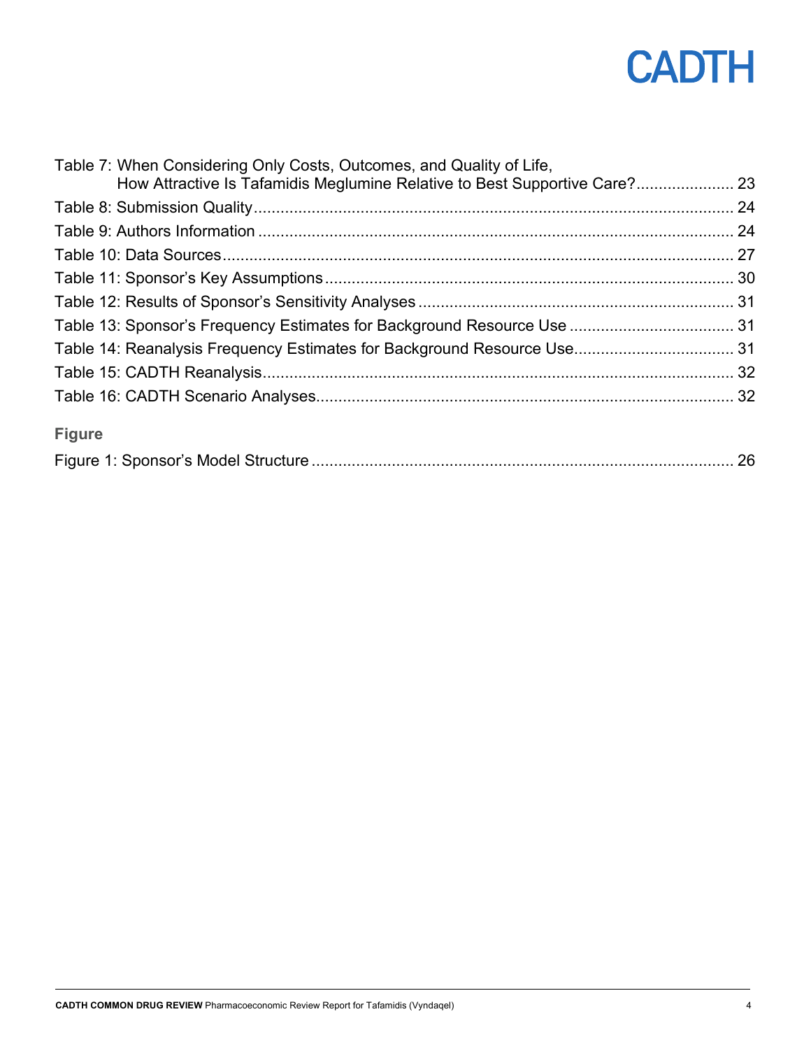Table 7: When Considering Only Costs, Outcomes, and Quality of Life, How Attractive Is Tafamidis Meglumine Relative to Best Supportive Care? ...... 23

Table 8: Submission Quality ...... 24

Table 9: Authors Information ...... 24

Table 10: Data Sources ...... 27

Table 11: Sponsor's Key Assumptions ...... 30

Table 12: Results of Sponsor's Sensitivity Analyses ...... 31

Table 13: Sponsor's Frequency Estimates for Background Resource Use ...... 31

Table 14: Reanalysis Frequency Estimates for Background Resource Use ...... 31

Table 15: CADTH Reanalysis ...... 32

Table 16: CADTH Scenario Analyses ...... 32

### Figure

Figure 1: Sponsor's Model Structure ...... 26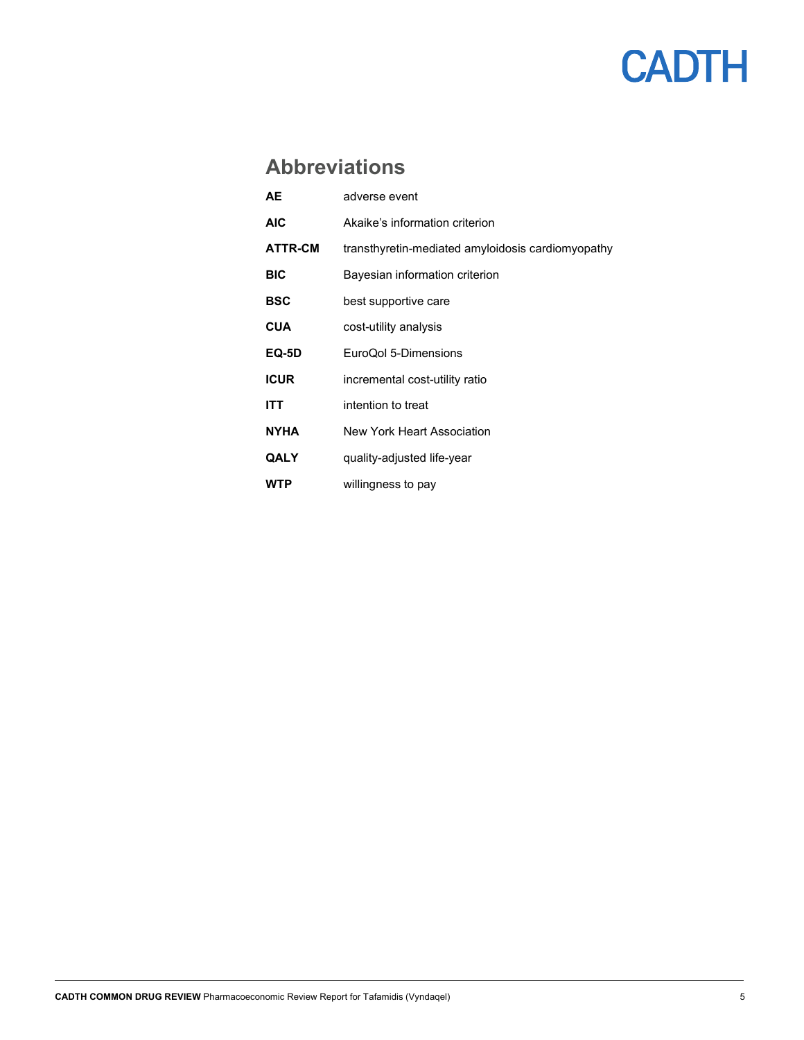## Abbreviations

| | |
|---|---|
| **AE** | adverse event |
| **AIC** | Akaike's information criterion |
| **ATTR-CM** | transthyretin-mediated amyloidosis cardiomyopathy |
| **BIC** | Bayesian information criterion |
| **BSC** | best supportive care |
| **CUA** | cost-utility analysis |
| **EQ-5D** | EuroQol 5-Dimensions |
| **ICUR** | incremental cost-utility ratio |
| **ITT** | intention to treat |
| **NYHA** | New York Heart Association |
| **QALY** | quality-adjusted life-year |
| **WTP** | willingness to pay |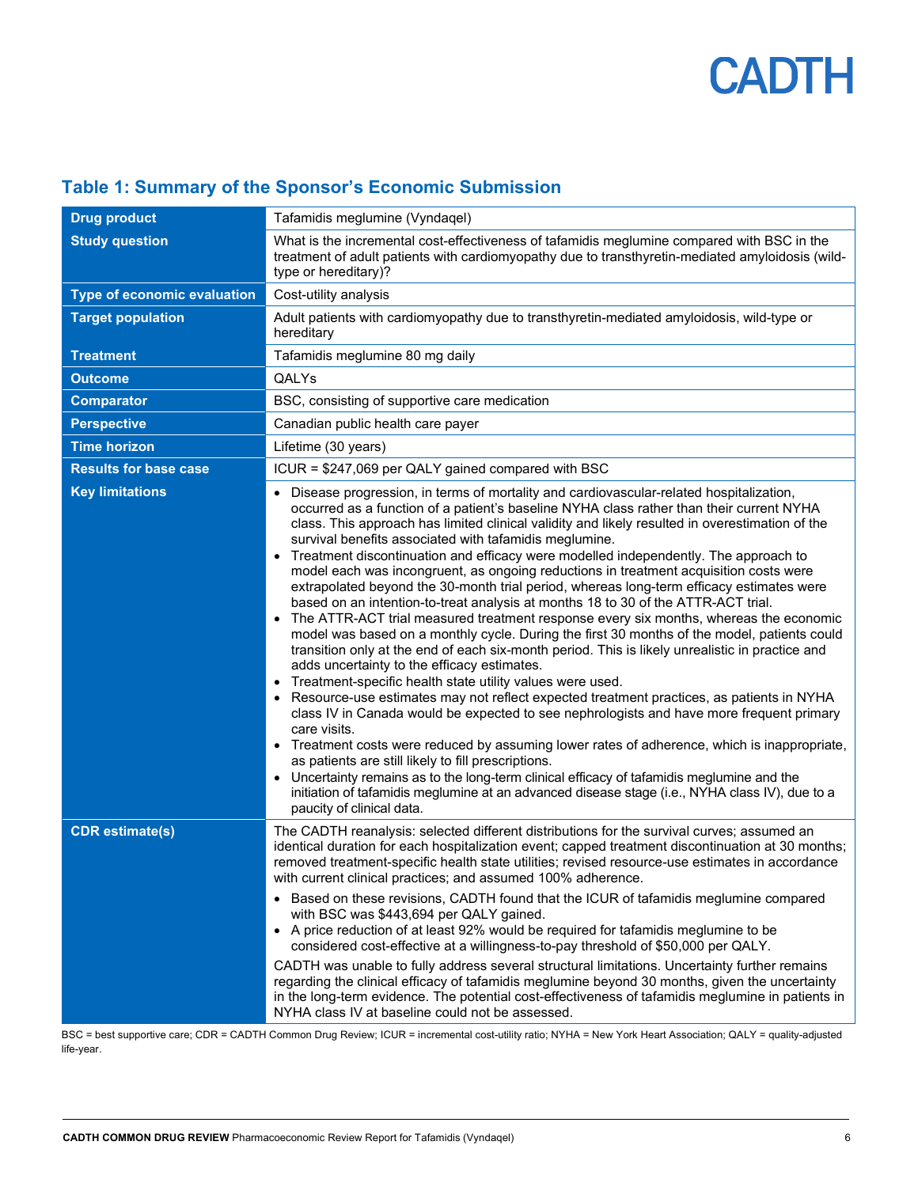## Table 1: Summary of the Sponsor's Economic Submission

| | |
|---|---|
| **Drug product** | Tafamidis meglumine (Vyndaqel) |
| **Study question** | What is the incremental cost-effectiveness of tafamidis meglumine compared with BSC in the treatment of adult patients with cardiomyopathy due to transthyretin-mediated amyloidosis (wild-type or hereditary)? |
| **Type of economic evaluation** | Cost-utility analysis |
| **Target population** | Adult patients with cardiomyopathy due to transthyretin-mediated amyloidosis, wild-type or hereditary |
| **Treatment** | Tafamidis meglumine 80 mg daily |
| **Outcome** | QALYs |
| **Comparator** | BSC, consisting of supportive care medication |
| **Perspective** | Canadian public health care payer |
| **Time horizon** | Lifetime (30 years) |
| **Results for base case** | ICUR = $247,069 per QALY gained compared with BSC |
| **Key limitations** | • Disease progression, in terms of mortality and cardiovascular-related hospitalization, occurred as a function of a patient's baseline NYHA class rather than their current NYHA class. This approach has limited clinical validity and likely resulted in overestimation of the survival benefits associated with tafamidis meglumine.<br>• Treatment discontinuation and efficacy were modelled independently. The approach to model each was incongruent, as ongoing reductions in treatment acquisition costs were extrapolated beyond the 30-month trial period, whereas long-term efficacy estimates were based on an intention-to-treat analysis at months 18 to 30 of the ATTR-ACT trial.<br>• The ATTR-ACT trial measured treatment response every six months, whereas the economic model was based on a monthly cycle. During the first 30 months of the model, patients could transition only at the end of each six-month period. This is likely unrealistic in practice and adds uncertainty to the efficacy estimates.<br>• Treatment-specific health state utility values were used.<br>• Resource-use estimates may not reflect expected treatment practices, as patients in NYHA class IV in Canada would be expected to see nephrologists and have more frequent primary care visits.<br>• Treatment costs were reduced by assuming lower rates of adherence, which is inappropriate, as patients are still likely to fill prescriptions.<br>• Uncertainty remains as to the long-term clinical efficacy of tafamidis meglumine and the initiation of tafamidis meglumine at an advanced disease stage (i.e., NYHA class IV), due to a paucity of clinical data. |
| **CDR estimate(s)** | The CADTH reanalysis: selected different distributions for the survival curves; assumed an identical duration for each hospitalization event; capped treatment discontinuation at 30 months; removed treatment-specific health state utilities; revised resource-use estimates in accordance with current clinical practices; and assumed 100% adherence.<br>• Based on these revisions, CADTH found that the ICUR of tafamidis meglumine compared with BSC was $443,694 per QALY gained.<br>• A price reduction of at least 92% would be required for tafamidis meglumine to be considered cost-effective at a willingness-to-pay threshold of $50,000 per QALY.<br>CADTH was unable to fully address several structural limitations. Uncertainty further remains regarding the clinical efficacy of tafamidis meglumine beyond 30 months, given the uncertainty in the long-term evidence. The potential cost-effectiveness of tafamidis meglumine in patients in NYHA class IV at baseline could not be assessed. |

BSC = best supportive care; CDR = CADTH Common Drug Review; ICUR = incremental cost-utility ratio; NYHA = New York Heart Association; QALY = quality-adjusted life-year.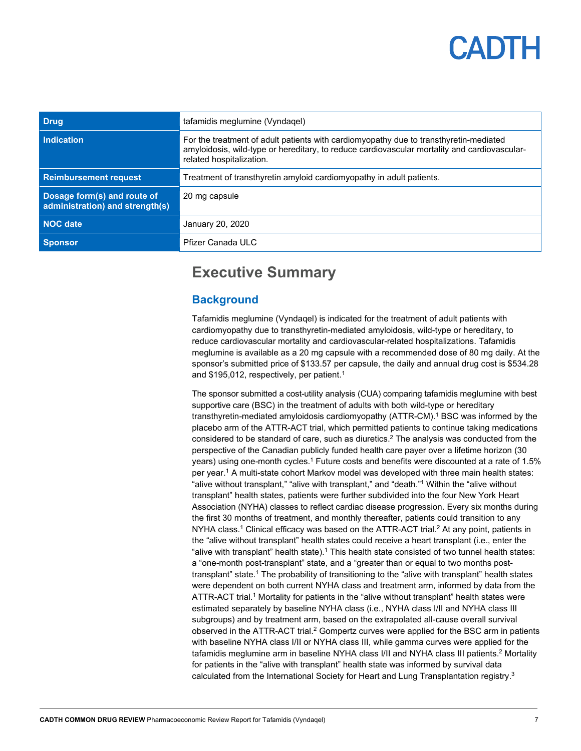| Drug | tafamidis meglumine (Vyndaqel) |
| --- | --- |
| Indication | For the treatment of adult patients with cardiomyopathy due to transthyretin-mediated amyloidosis, wild-type or hereditary, to reduce cardiovascular mortality and cardiovascular-related hospitalization. |
| Reimbursement request | Treatment of transthyretin amyloid cardiomyopathy in adult patients. |
| Dosage form(s) and route of administration) and strength(s) | 20 mg capsule |
| NOC date | January 20, 2020 |
| Sponsor | Pfizer Canada ULC |

# Executive Summary

## Background

Tafamidis meglumine (Vyndaqel) is indicated for the treatment of adult patients with cardiomyopathy due to transthyretin-mediated amyloidosis, wild-type or hereditary, to reduce cardiovascular mortality and cardiovascular-related hospitalizations. Tafamidis meglumine is available as a 20 mg capsule with a recommended dose of 80 mg daily. At the sponsor's submitted price of $133.57 per capsule, the daily and annual drug cost is $534.28 and $195,012, respectively, per patient.[1]

The sponsor submitted a cost-utility analysis (CUA) comparing tafamidis meglumine with best supportive care (BSC) in the treatment of adults with both wild-type or hereditary transthyretin-mediated amyloidosis cardiomyopathy (ATTR-CM).[1] BSC was informed by the placebo arm of the ATTR-ACT trial, which permitted patients to continue taking medications considered to be standard of care, such as diuretics.[2] The analysis was conducted from the perspective of the Canadian publicly funded health care payer over a lifetime horizon (30 years) using one-month cycles.[1] Future costs and benefits were discounted at a rate of 1.5% per year.[1] A multi-state cohort Markov model was developed with three main health states: "alive without transplant," "alive with transplant," and "death."[1] Within the "alive without transplant" health states, patients were further subdivided into the four New York Heart Association (NYHA) classes to reflect cardiac disease progression. Every six months during the first 30 months of treatment, and monthly thereafter, patients could transition to any NYHA class.[1] Clinical efficacy was based on the ATTR-ACT trial.[2] At any point, patients in the "alive without transplant" health states could receive a heart transplant (i.e., enter the "alive with transplant" health state).[1] This health state consisted of two tunnel health states: a "one-month post-transplant" state, and a "greater than or equal to two months post-transplant" state.[1] The probability of transitioning to the "alive with transplant" health states were dependent on both current NYHA class and treatment arm, informed by data from the ATTR-ACT trial.[1] Mortality for patients in the "alive without transplant" health states were estimated separately by baseline NYHA class (i.e., NYHA class I/II and NYHA class III subgroups) and by treatment arm, based on the extrapolated all-cause overall survival observed in the ATTR-ACT trial.[2] Gompertz curves were applied for the BSC arm in patients with baseline NYHA class I/II or NYHA class III, while gamma curves were applied for the tafamidis meglumine arm in baseline NYHA class I/II and NYHA class III patients.[2] Mortality for patients in the "alive with transplant" health state was informed by survival data calculated from the International Society for Heart and Lung Transplantation registry.[3]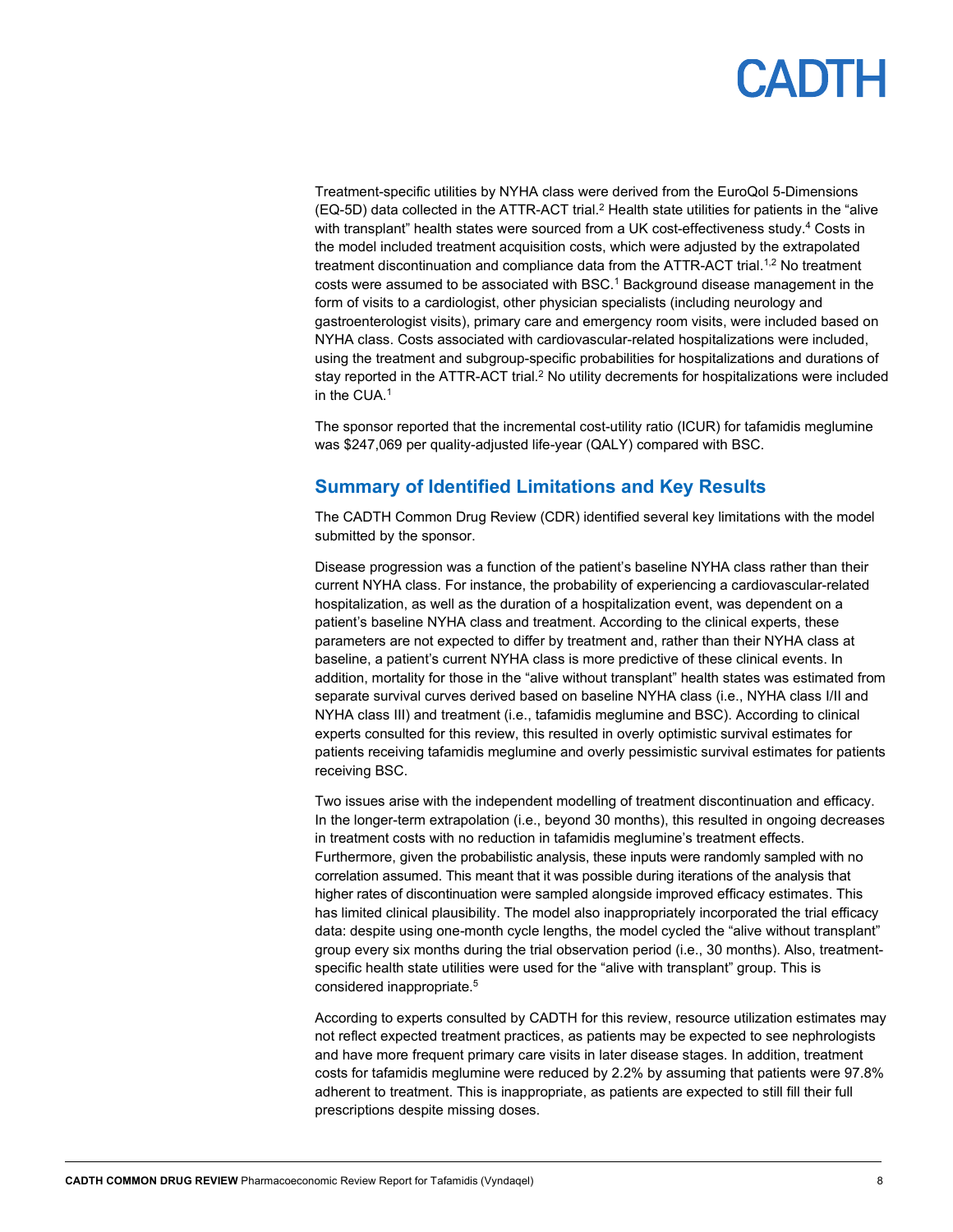Treatment-specific utilities by NYHA class were derived from the EuroQol 5-Dimensions (EQ-5D) data collected in the ATTR-ACT trial.[2] Health state utilities for patients in the "alive with transplant" health states were sourced from a UK cost-effectiveness study.[4] Costs in the model included treatment acquisition costs, which were adjusted by the extrapolated treatment discontinuation and compliance data from the ATTR-ACT trial.[1,2] No treatment costs were assumed to be associated with BSC.[1] Background disease management in the form of visits to a cardiologist, other physician specialists (including neurology and gastroenterologist visits), primary care and emergency room visits, were included based on NYHA class. Costs associated with cardiovascular-related hospitalizations were included, using the treatment and subgroup-specific probabilities for hospitalizations and durations of stay reported in the ATTR-ACT trial.[2] No utility decrements for hospitalizations were included in the CUA.[1]

The sponsor reported that the incremental cost-utility ratio (ICUR) for tafamidis meglumine was $247,069 per quality-adjusted life-year (QALY) compared with BSC.

## Summary of Identified Limitations and Key Results

The CADTH Common Drug Review (CDR) identified several key limitations with the model submitted by the sponsor.

Disease progression was a function of the patient's baseline NYHA class rather than their current NYHA class. For instance, the probability of experiencing a cardiovascular-related hospitalization, as well as the duration of a hospitalization event, was dependent on a patient's baseline NYHA class and treatment. According to the clinical experts, these parameters are not expected to differ by treatment and, rather than their NYHA class at baseline, a patient's current NYHA class is more predictive of these clinical events. In addition, mortality for those in the "alive without transplant" health states was estimated from separate survival curves derived based on baseline NYHA class (i.e., NYHA class I/II and NYHA class III) and treatment (i.e., tafamidis meglumine and BSC). According to clinical experts consulted for this review, this resulted in overly optimistic survival estimates for patients receiving tafamidis meglumine and overly pessimistic survival estimates for patients receiving BSC.

Two issues arise with the independent modelling of treatment discontinuation and efficacy. In the longer-term extrapolation (i.e., beyond 30 months), this resulted in ongoing decreases in treatment costs with no reduction in tafamidis meglumine's treatment effects. Furthermore, given the probabilistic analysis, these inputs were randomly sampled with no correlation assumed. This meant that it was possible during iterations of the analysis that higher rates of discontinuation were sampled alongside improved efficacy estimates. This has limited clinical plausibility. The model also inappropriately incorporated the trial efficacy data: despite using one-month cycle lengths, the model cycled the "alive without transplant" group every six months during the trial observation period (i.e., 30 months). Also, treatment-specific health state utilities were used for the "alive with transplant" group. This is considered inappropriate.[5]

According to experts consulted by CADTH for this review, resource utilization estimates may not reflect expected treatment practices, as patients may be expected to see nephrologists and have more frequent primary care visits in later disease stages. In addition, treatment costs for tafamidis meglumine were reduced by 2.2% by assuming that patients were 97.8% adherent to treatment. This is inappropriate, as patients are expected to still fill their full prescriptions despite missing doses.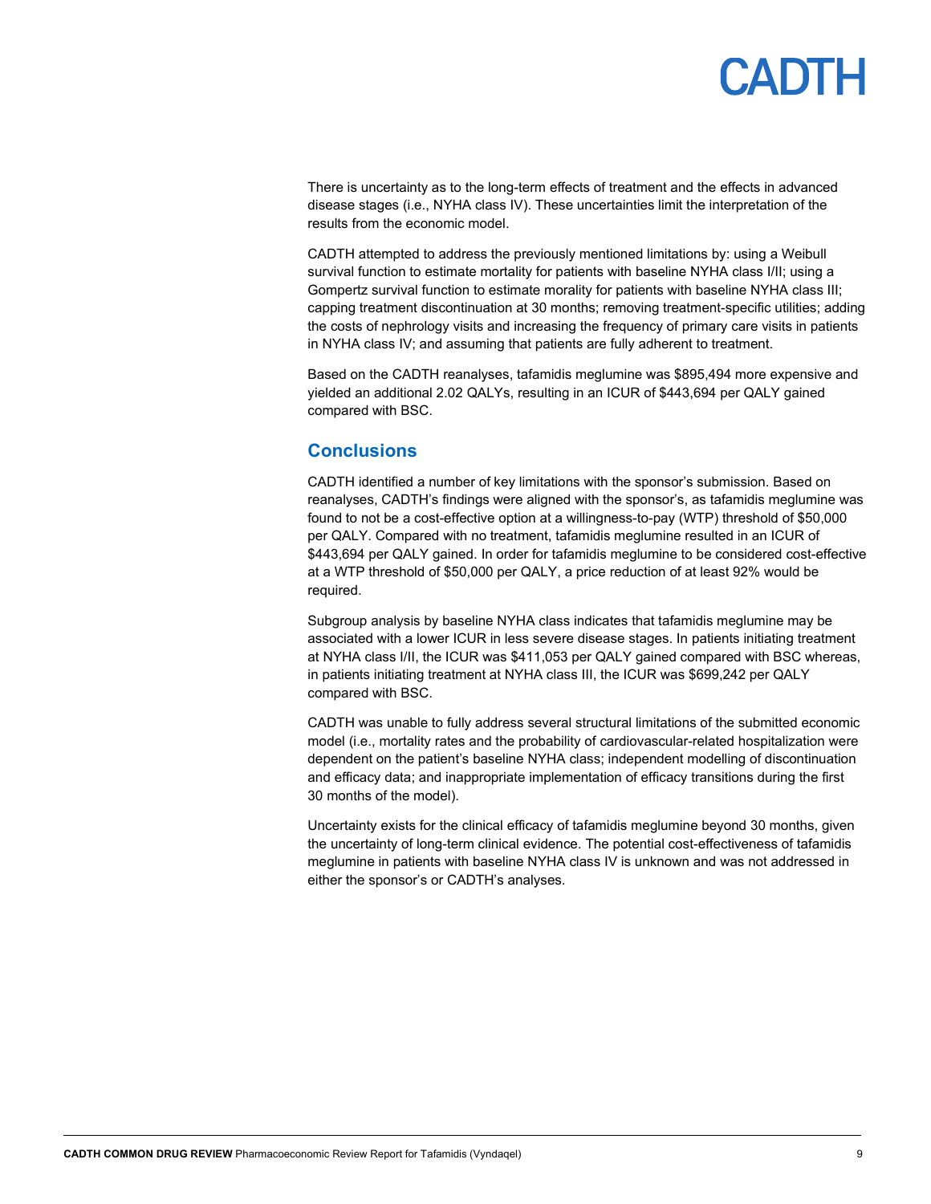There is uncertainty as to the long-term effects of treatment and the effects in advanced disease stages (i.e., NYHA class IV). These uncertainties limit the interpretation of the results from the economic model.

CADTH attempted to address the previously mentioned limitations by: using a Weibull survival function to estimate mortality for patients with baseline NYHA class I/II; using a Gompertz survival function to estimate morality for patients with baseline NYHA class III; capping treatment discontinuation at 30 months; removing treatment-specific utilities; adding the costs of nephrology visits and increasing the frequency of primary care visits in patients in NYHA class IV; and assuming that patients are fully adherent to treatment.

Based on the CADTH reanalyses, tafamidis meglumine was $895,494 more expensive and yielded an additional 2.02 QALYs, resulting in an ICUR of $443,694 per QALY gained compared with BSC.

## Conclusions

CADTH identified a number of key limitations with the sponsor's submission. Based on reanalyses, CADTH's findings were aligned with the sponsor's, as tafamidis meglumine was found to not be a cost-effective option at a willingness-to-pay (WTP) threshold of $50,000 per QALY. Compared with no treatment, tafamidis meglumine resulted in an ICUR of $443,694 per QALY gained. In order for tafamidis meglumine to be considered cost-effective at a WTP threshold of $50,000 per QALY, a price reduction of at least 92% would be required.

Subgroup analysis by baseline NYHA class indicates that tafamidis meglumine may be associated with a lower ICUR in less severe disease stages. In patients initiating treatment at NYHA class I/II, the ICUR was $411,053 per QALY gained compared with BSC whereas, in patients initiating treatment at NYHA class III, the ICUR was $699,242 per QALY compared with BSC.

CADTH was unable to fully address several structural limitations of the submitted economic model (i.e., mortality rates and the probability of cardiovascular-related hospitalization were dependent on the patient's baseline NYHA class; independent modelling of discontinuation and efficacy data; and inappropriate implementation of efficacy transitions during the first 30 months of the model).

Uncertainty exists for the clinical efficacy of tafamidis meglumine beyond 30 months, given the uncertainty of long-term clinical evidence. The potential cost-effectiveness of tafamidis meglumine in patients with baseline NYHA class IV is unknown and was not addressed in either the sponsor's or CADTH's analyses.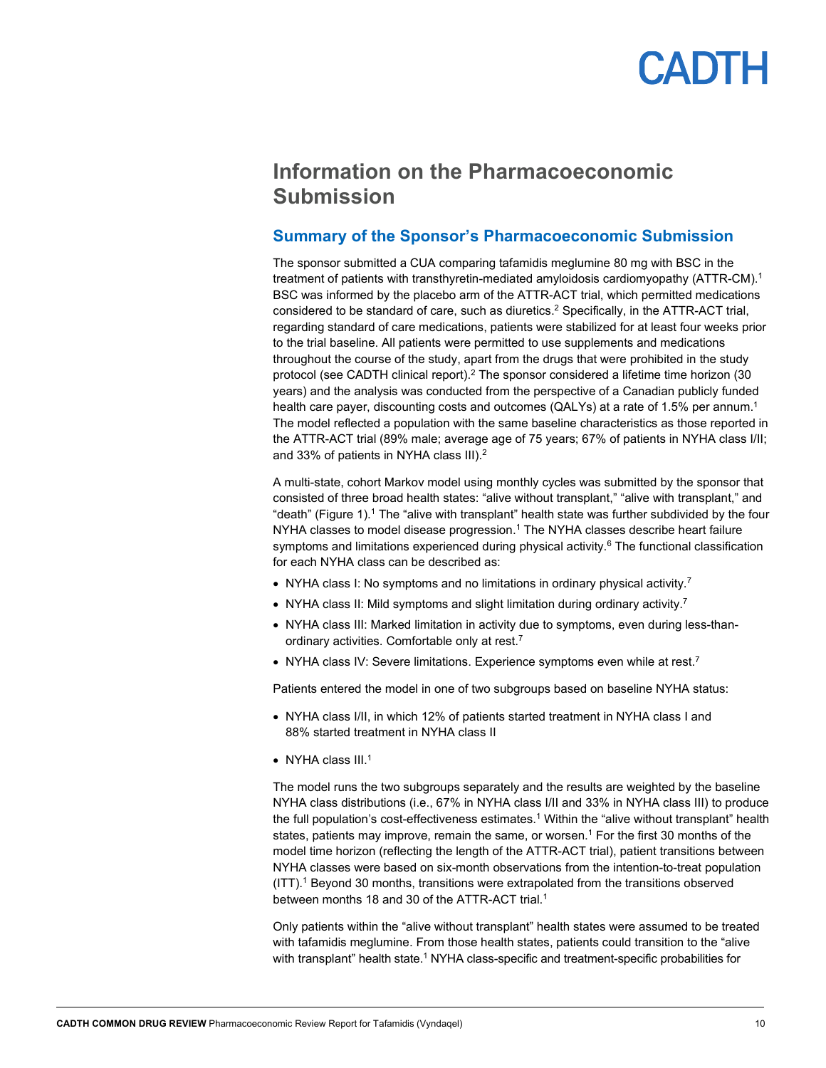# Information on the Pharmacoeconomic Submission

## Summary of the Sponsor's Pharmacoeconomic Submission

The sponsor submitted a CUA comparing tafamidis meglumine 80 mg with BSC in the treatment of patients with transthyretin-mediated amyloidosis cardiomyopathy (ATTR-CM).[1] BSC was informed by the placebo arm of the ATTR-ACT trial, which permitted medications considered to be standard of care, such as diuretics.[2] Specifically, in the ATTR-ACT trial, regarding standard of care medications, patients were stabilized for at least four weeks prior to the trial baseline. All patients were permitted to use supplements and medications throughout the course of the study, apart from the drugs that were prohibited in the study protocol (see CADTH clinical report).[2] The sponsor considered a lifetime time horizon (30 years) and the analysis was conducted from the perspective of a Canadian publicly funded health care payer, discounting costs and outcomes (QALYs) at a rate of 1.5% per annum.[1] The model reflected a population with the same baseline characteristics as those reported in the ATTR-ACT trial (89% male; average age of 75 years; 67% of patients in NYHA class I/II; and 33% of patients in NYHA class III).[2]

A multi-state, cohort Markov model using monthly cycles was submitted by the sponsor that consisted of three broad health states: "alive without transplant," "alive with transplant," and "death" (Figure 1).[1] The "alive with transplant" health state was further subdivided by the four NYHA classes to model disease progression.[1] The NYHA classes describe heart failure symptoms and limitations experienced during physical activity.[6] The functional classification for each NYHA class can be described as:

- NYHA class I: No symptoms and no limitations in ordinary physical activity.[7]
- NYHA class II: Mild symptoms and slight limitation during ordinary activity.[7]
- NYHA class III: Marked limitation in activity due to symptoms, even during less-than-ordinary activities. Comfortable only at rest.[7]
- NYHA class IV: Severe limitations. Experience symptoms even while at rest.[7]

Patients entered the model in one of two subgroups based on baseline NYHA status:

- NYHA class I/II, in which 12% of patients started treatment in NYHA class I and 88% started treatment in NYHA class II
- NYHA class III.[1]

The model runs the two subgroups separately and the results are weighted by the baseline NYHA class distributions (i.e., 67% in NYHA class I/II and 33% in NYHA class III) to produce the full population's cost-effectiveness estimates.[1] Within the "alive without transplant" health states, patients may improve, remain the same, or worsen.[1] For the first 30 months of the model time horizon (reflecting the length of the ATTR-ACT trial), patient transitions between NYHA classes were based on six-month observations from the intention-to-treat population (ITT).[1] Beyond 30 months, transitions were extrapolated from the transitions observed between months 18 and 30 of the ATTR-ACT trial.[1]

Only patients within the "alive without transplant" health states were assumed to be treated with tafamidis meglumine. From those health states, patients could transition to the "alive with transplant" health state.[1] NYHA class-specific and treatment-specific probabilities for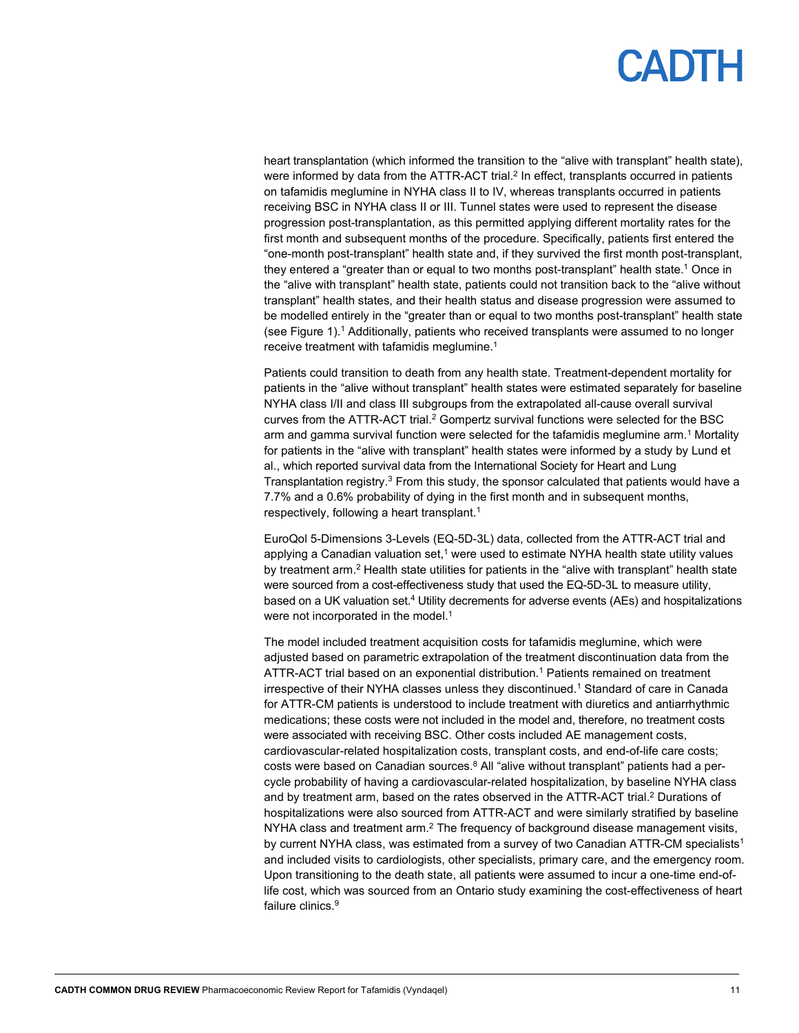heart transplantation (which informed the transition to the "alive with transplant" health state), were informed by data from the ATTR-ACT trial.[2] In effect, transplants occurred in patients on tafamidis meglumine in NYHA class II to IV, whereas transplants occurred in patients receiving BSC in NYHA class II or III. Tunnel states were used to represent the disease progression post-transplantation, as this permitted applying different mortality rates for the first month and subsequent months of the procedure. Specifically, patients first entered the "one-month post-transplant" health state and, if they survived the first month post-transplant, they entered a "greater than or equal to two months post-transplant" health state.[1] Once in the "alive with transplant" health state, patients could not transition back to the "alive without transplant" health states, and their health status and disease progression were assumed to be modelled entirely in the "greater than or equal to two months post-transplant" health state (see Figure 1).[1] Additionally, patients who received transplants were assumed to no longer receive treatment with tafamidis meglumine.[1]

Patients could transition to death from any health state. Treatment-dependent mortality for patients in the "alive without transplant" health states were estimated separately for baseline NYHA class I/II and class III subgroups from the extrapolated all-cause overall survival curves from the ATTR-ACT trial.[2] Gompertz survival functions were selected for the BSC arm and gamma survival function were selected for the tafamidis meglumine arm.[1] Mortality for patients in the "alive with transplant" health states were informed by a study by Lund et al., which reported survival data from the International Society for Heart and Lung Transplantation registry.[3] From this study, the sponsor calculated that patients would have a 7.7% and a 0.6% probability of dying in the first month and in subsequent months, respectively, following a heart transplant.[1]

EuroQol 5-Dimensions 3-Levels (EQ-5D-3L) data, collected from the ATTR-ACT trial and applying a Canadian valuation set,[1] were used to estimate NYHA health state utility values by treatment arm.[2] Health state utilities for patients in the "alive with transplant" health state were sourced from a cost-effectiveness study that used the EQ-5D-3L to measure utility, based on a UK valuation set.[4] Utility decrements for adverse events (AEs) and hospitalizations were not incorporated in the model.[1]

The model included treatment acquisition costs for tafamidis meglumine, which were adjusted based on parametric extrapolation of the treatment discontinuation data from the ATTR-ACT trial based on an exponential distribution.[1] Patients remained on treatment irrespective of their NYHA classes unless they discontinued.[1] Standard of care in Canada for ATTR-CM patients is understood to include treatment with diuretics and antiarrhythmic medications; these costs were not included in the model and, therefore, no treatment costs were associated with receiving BSC. Other costs included AE management costs, cardiovascular-related hospitalization costs, transplant costs, and end-of-life care costs; costs were based on Canadian sources.[8] All "alive without transplant" patients had a per-cycle probability of having a cardiovascular-related hospitalization, by baseline NYHA class and by treatment arm, based on the rates observed in the ATTR-ACT trial.[2] Durations of hospitalizations were also sourced from ATTR-ACT and were similarly stratified by baseline NYHA class and treatment arm.[2] The frequency of background disease management visits, by current NYHA class, was estimated from a survey of two Canadian ATTR-CM specialists[1] and included visits to cardiologists, other specialists, primary care, and the emergency room. Upon transitioning to the death state, all patients were assumed to incur a one-time end-of-life cost, which was sourced from an Ontario study examining the cost-effectiveness of heart failure clinics.[9]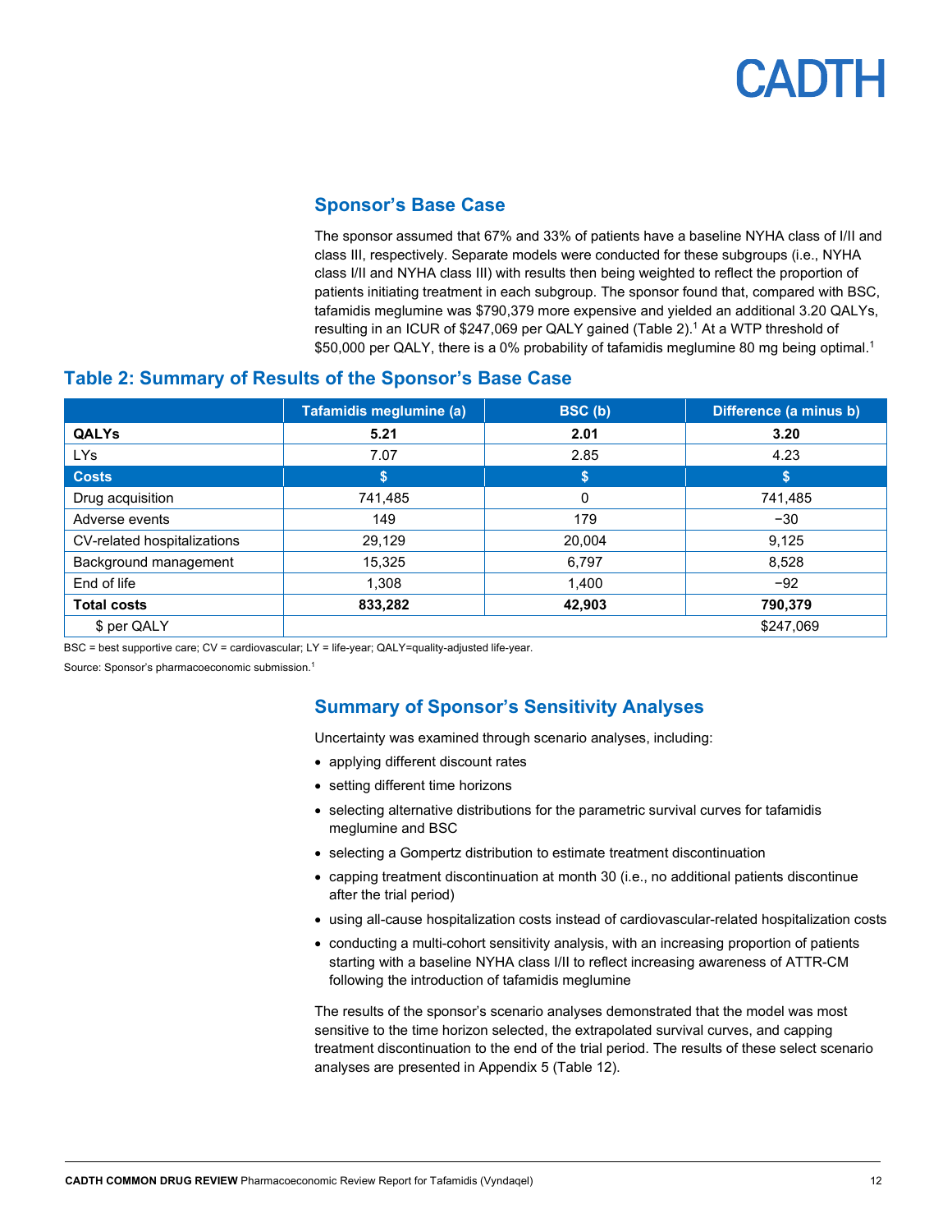## Sponsor's Base Case

The sponsor assumed that 67% and 33% of patients have a baseline NYHA class of I/II and class III, respectively. Separate models were conducted for these subgroups (i.e., NYHA class I/II and NYHA class III) with results then being weighted to reflect the proportion of patients initiating treatment in each subgroup. The sponsor found that, compared with BSC, tafamidis meglumine was $790,379 more expensive and yielded an additional 3.20 QALYs, resulting in an ICUR of $247,069 per QALY gained (Table 2).[1] At a WTP threshold of $50,000 per QALY, there is a 0% probability of tafamidis meglumine 80 mg being optimal.[1]

### Table 2: Summary of Results of the Sponsor's Base Case

| | Tafamidis meglumine (a) | BSC (b) | Difference (a minus b) |
|---|---|---|---|
| **QALYs** | **5.21** | **2.01** | **3.20** |
| LYs | 7.07 | 2.85 | 4.23 |
| **Costs** | **$** | **$** | **$** |
| Drug acquisition | 741,485 | 0 | 741,485 |
| Adverse events | 149 | 179 | −30 |
| CV-related hospitalizations | 29,129 | 20,004 | 9,125 |
| Background management | 15,325 | 6,797 | 8,528 |
| End of life | 1,308 | 1,400 | −92 |
| **Total costs** | **833,282** | **42,903** | **790,379** |
| $ per QALY | | | $247,069 |

BSC = best supportive care; CV = cardiovascular; LY = life-year; QALY=quality-adjusted life-year.

Source: Sponsor's pharmacoeconomic submission.[1]

## Summary of Sponsor's Sensitivity Analyses

Uncertainty was examined through scenario analyses, including:

- applying different discount rates
- setting different time horizons
- selecting alternative distributions for the parametric survival curves for tafamidis meglumine and BSC
- selecting a Gompertz distribution to estimate treatment discontinuation
- capping treatment discontinuation at month 30 (i.e., no additional patients discontinue after the trial period)
- using all-cause hospitalization costs instead of cardiovascular-related hospitalization costs
- conducting a multi-cohort sensitivity analysis, with an increasing proportion of patients starting with a baseline NYHA class I/II to reflect increasing awareness of ATTR-CM following the introduction of tafamidis meglumine

The results of the sponsor's scenario analyses demonstrated that the model was most sensitive to the time horizon selected, the extrapolated survival curves, and capping treatment discontinuation to the end of the trial period. The results of these select scenario analyses are presented in Appendix 5 (Table 12).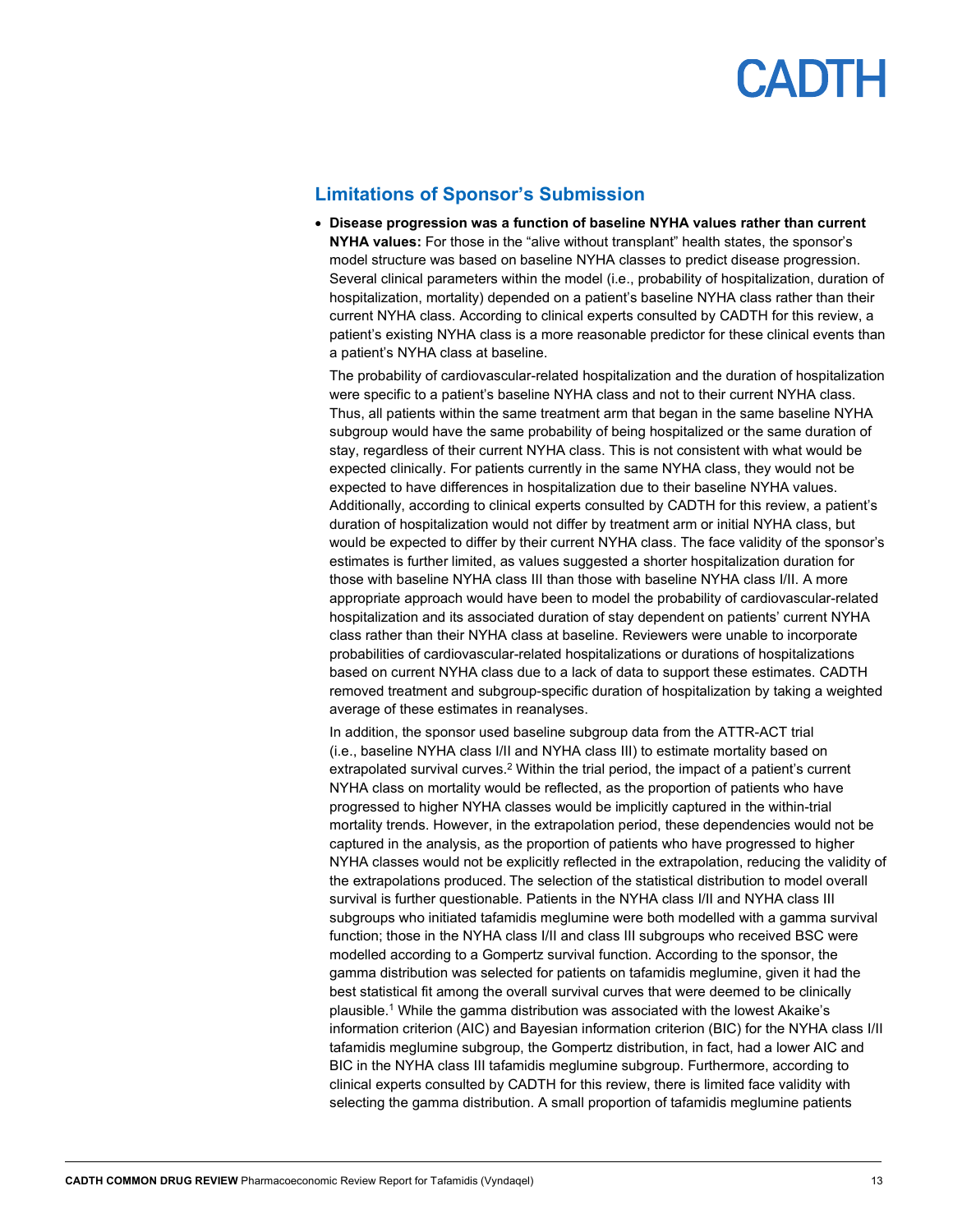## Limitations of Sponsor's Submission

- **Disease progression was a function of baseline NYHA values rather than current NYHA values:** For those in the "alive without transplant" health states, the sponsor's model structure was based on baseline NYHA classes to predict disease progression. Several clinical parameters within the model (i.e., probability of hospitalization, duration of hospitalization, mortality) depended on a patient's baseline NYHA class rather than their current NYHA class. According to clinical experts consulted by CADTH for this review, a patient's existing NYHA class is a more reasonable predictor for these clinical events than a patient's NYHA class at baseline.

  The probability of cardiovascular-related hospitalization and the duration of hospitalization were specific to a patient's baseline NYHA class and not to their current NYHA class. Thus, all patients within the same treatment arm that began in the same baseline NYHA subgroup would have the same probability of being hospitalized or the same duration of stay, regardless of their current NYHA class. This is not consistent with what would be expected clinically. For patients currently in the same NYHA class, they would not be expected to have differences in hospitalization due to their baseline NYHA values. Additionally, according to clinical experts consulted by CADTH for this review, a patient's duration of hospitalization would not differ by treatment arm or initial NYHA class, but would be expected to differ by their current NYHA class. The face validity of the sponsor's estimates is further limited, as values suggested a shorter hospitalization duration for those with baseline NYHA class III than those with baseline NYHA class I/II. A more appropriate approach would have been to model the probability of cardiovascular-related hospitalization and its associated duration of stay dependent on patients' current NYHA class rather than their NYHA class at baseline. Reviewers were unable to incorporate probabilities of cardiovascular-related hospitalizations or durations of hospitalizations based on current NYHA class due to a lack of data to support these estimates. CADTH removed treatment and subgroup-specific duration of hospitalization by taking a weighted average of these estimates in reanalyses.

  In addition, the sponsor used baseline subgroup data from the ATTR-ACT trial (i.e., baseline NYHA class I/II and NYHA class III) to estimate mortality based on extrapolated survival curves.[2] Within the trial period, the impact of a patient's current NYHA class on mortality would be reflected, as the proportion of patients who have progressed to higher NYHA classes would be implicitly captured in the within-trial mortality trends. However, in the extrapolation period, these dependencies would not be captured in the analysis, as the proportion of patients who have progressed to higher NYHA classes would not be explicitly reflected in the extrapolation, reducing the validity of the extrapolations produced. The selection of the statistical distribution to model overall survival is further questionable. Patients in the NYHA class I/II and NYHA class III subgroups who initiated tafamidis meglumine were both modelled with a gamma survival function; those in the NYHA class I/II and class III subgroups who received BSC were modelled according to a Gompertz survival function. According to the sponsor, the gamma distribution was selected for patients on tafamidis meglumine, given it had the best statistical fit among the overall survival curves that were deemed to be clinically plausible.[1] While the gamma distribution was associated with the lowest Akaike's information criterion (AIC) and Bayesian information criterion (BIC) for the NYHA class I/II tafamidis meglumine subgroup, the Gompertz distribution, in fact, had a lower AIC and BIC in the NYHA class III tafamidis meglumine subgroup. Furthermore, according to clinical experts consulted by CADTH for this review, there is limited face validity with selecting the gamma distribution. A small proportion of tafamidis meglumine patients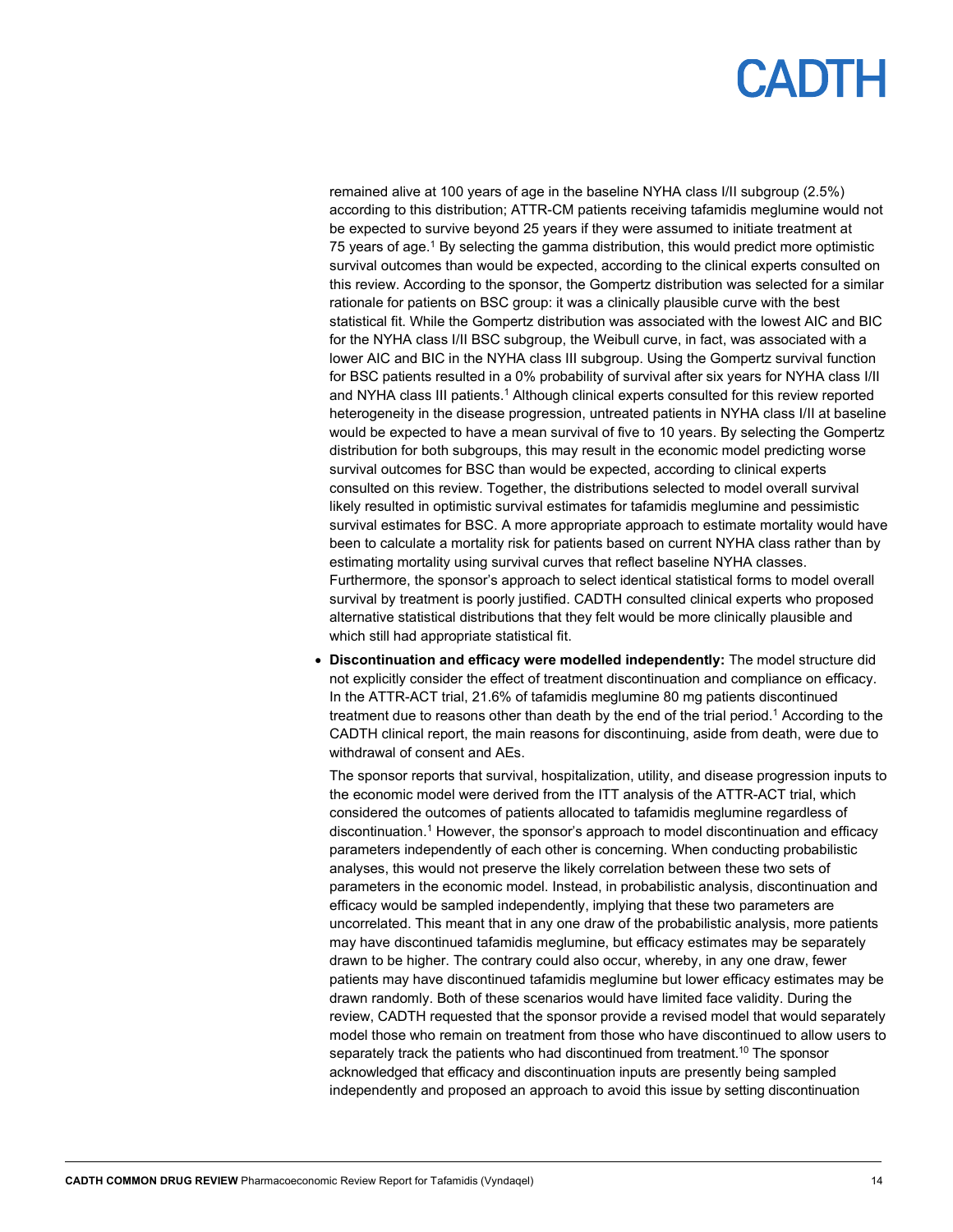remained alive at 100 years of age in the baseline NYHA class I/II subgroup (2.5%) according to this distribution; ATTR-CM patients receiving tafamidis meglumine would not be expected to survive beyond 25 years if they were assumed to initiate treatment at 75 years of age.[1] By selecting the gamma distribution, this would predict more optimistic survival outcomes than would be expected, according to the clinical experts consulted on this review. According to the sponsor, the Gompertz distribution was selected for a similar rationale for patients on BSC group: it was a clinically plausible curve with the best statistical fit. While the Gompertz distribution was associated with the lowest AIC and BIC for the NYHA class I/II BSC subgroup, the Weibull curve, in fact, was associated with a lower AIC and BIC in the NYHA class III subgroup. Using the Gompertz survival function for BSC patients resulted in a 0% probability of survival after six years for NYHA class I/II and NYHA class III patients.[1] Although clinical experts consulted for this review reported heterogeneity in the disease progression, untreated patients in NYHA class I/II at baseline would be expected to have a mean survival of five to 10 years. By selecting the Gompertz distribution for both subgroups, this may result in the economic model predicting worse survival outcomes for BSC than would be expected, according to clinical experts consulted on this review. Together, the distributions selected to model overall survival likely resulted in optimistic survival estimates for tafamidis meglumine and pessimistic survival estimates for BSC. A more appropriate approach to estimate mortality would have been to calculate a mortality risk for patients based on current NYHA class rather than by estimating mortality using survival curves that reflect baseline NYHA classes. Furthermore, the sponsor's approach to select identical statistical forms to model overall survival by treatment is poorly justified. CADTH consulted clinical experts who proposed alternative statistical distributions that they felt would be more clinically plausible and which still had appropriate statistical fit.

- **Discontinuation and efficacy were modelled independently:** The model structure did not explicitly consider the effect of treatment discontinuation and compliance on efficacy. In the ATTR-ACT trial, 21.6% of tafamidis meglumine 80 mg patients discontinued treatment due to reasons other than death by the end of the trial period.[1] According to the CADTH clinical report, the main reasons for discontinuing, aside from death, were due to withdrawal of consent and AEs.

  The sponsor reports that survival, hospitalization, utility, and disease progression inputs to the economic model were derived from the ITT analysis of the ATTR-ACT trial, which considered the outcomes of patients allocated to tafamidis meglumine regardless of discontinuation.[1] However, the sponsor's approach to model discontinuation and efficacy parameters independently of each other is concerning. When conducting probabilistic analyses, this would not preserve the likely correlation between these two sets of parameters in the economic model. Instead, in probabilistic analysis, discontinuation and efficacy would be sampled independently, implying that these two parameters are uncorrelated. This meant that in any one draw of the probabilistic analysis, more patients may have discontinued tafamidis meglumine, but efficacy estimates may be separately drawn to be higher. The contrary could also occur, whereby, in any one draw, fewer patients may have discontinued tafamidis meglumine but lower efficacy estimates may be drawn randomly. Both of these scenarios would have limited face validity. During the review, CADTH requested that the sponsor provide a revised model that would separately model those who remain on treatment from those who have discontinued to allow users to separately track the patients who had discontinued from treatment.[10] The sponsor acknowledged that efficacy and discontinuation inputs are presently being sampled independently and proposed an approach to avoid this issue by setting discontinuation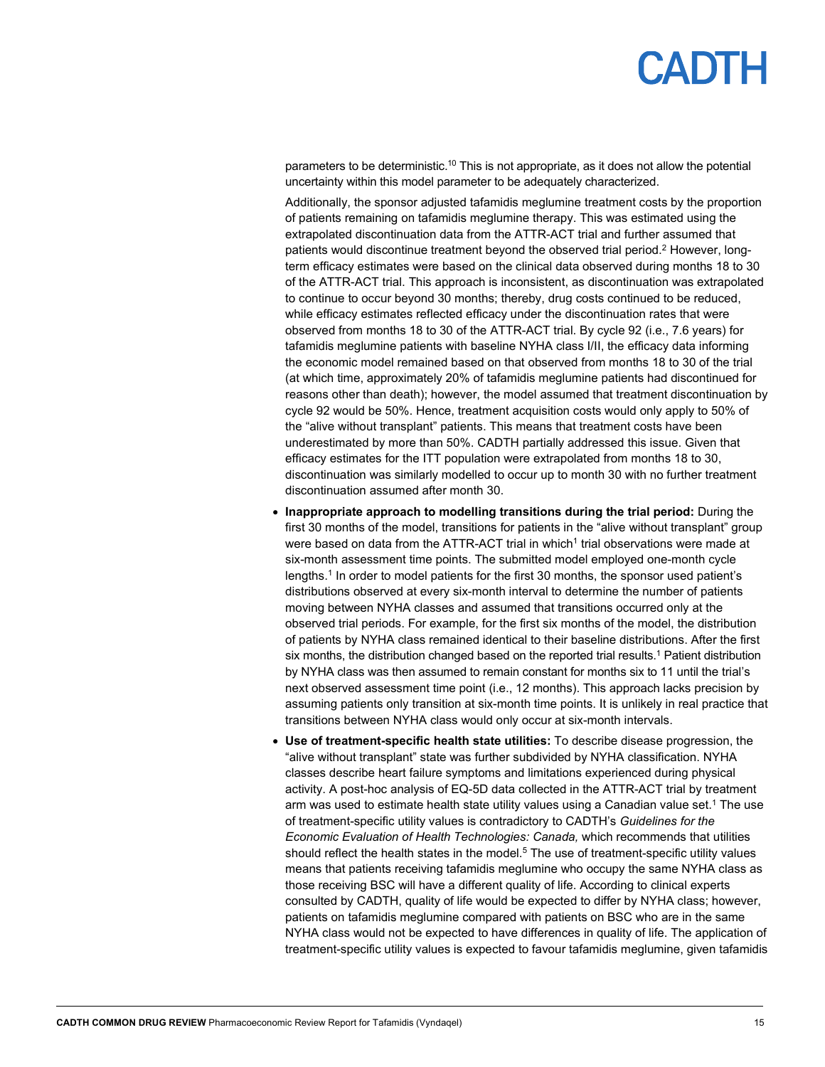parameters to be deterministic.[10] This is not appropriate, as it does not allow the potential uncertainty within this model parameter to be adequately characterized.

Additionally, the sponsor adjusted tafamidis meglumine treatment costs by the proportion of patients remaining on tafamidis meglumine therapy. This was estimated using the extrapolated discontinuation data from the ATTR-ACT trial and further assumed that patients would discontinue treatment beyond the observed trial period.[2] However, long-term efficacy estimates were based on the clinical data observed during months 18 to 30 of the ATTR-ACT trial. This approach is inconsistent, as discontinuation was extrapolated to continue to occur beyond 30 months; thereby, drug costs continued to be reduced, while efficacy estimates reflected efficacy under the discontinuation rates that were observed from months 18 to 30 of the ATTR-ACT trial. By cycle 92 (i.e., 7.6 years) for tafamidis meglumine patients with baseline NYHA class I/II, the efficacy data informing the economic model remained based on that observed from months 18 to 30 of the trial (at which time, approximately 20% of tafamidis meglumine patients had discontinued for reasons other than death); however, the model assumed that treatment discontinuation by cycle 92 would be 50%. Hence, treatment acquisition costs would only apply to 50% of the "alive without transplant" patients. This means that treatment costs have been underestimated by more than 50%. CADTH partially addressed this issue. Given that efficacy estimates for the ITT population were extrapolated from months 18 to 30, discontinuation was similarly modelled to occur up to month 30 with no further treatment discontinuation assumed after month 30.

- **Inappropriate approach to modelling transitions during the trial period:** During the first 30 months of the model, transitions for patients in the "alive without transplant" group were based on data from the ATTR-ACT trial in which[1] trial observations were made at six-month assessment time points. The submitted model employed one-month cycle lengths.[1] In order to model patients for the first 30 months, the sponsor used patient's distributions observed at every six-month interval to determine the number of patients moving between NYHA classes and assumed that transitions occurred only at the observed trial periods. For example, for the first six months of the model, the distribution of patients by NYHA class remained identical to their baseline distributions. After the first six months, the distribution changed based on the reported trial results.[1] Patient distribution by NYHA class was then assumed to remain constant for months six to 11 until the trial's next observed assessment time point (i.e., 12 months). This approach lacks precision by assuming patients only transition at six-month time points. It is unlikely in real practice that transitions between NYHA class would only occur at six-month intervals.
- **Use of treatment-specific health state utilities:** To describe disease progression, the "alive without transplant" state was further subdivided by NYHA classification. NYHA classes describe heart failure symptoms and limitations experienced during physical activity. A post-hoc analysis of EQ-5D data collected in the ATTR-ACT trial by treatment arm was used to estimate health state utility values using a Canadian value set.[1] The use of treatment-specific utility values is contradictory to CADTH's *Guidelines for the Economic Evaluation of Health Technologies: Canada,* which recommends that utilities should reflect the health states in the model.[5] The use of treatment-specific utility values means that patients receiving tafamidis meglumine who occupy the same NYHA class as those receiving BSC will have a different quality of life. According to clinical experts consulted by CADTH, quality of life would be expected to differ by NYHA class; however, patients on tafamidis meglumine compared with patients on BSC who are in the same NYHA class would not be expected to have differences in quality of life. The application of treatment-specific utility values is expected to favour tafamidis meglumine, given tafamidis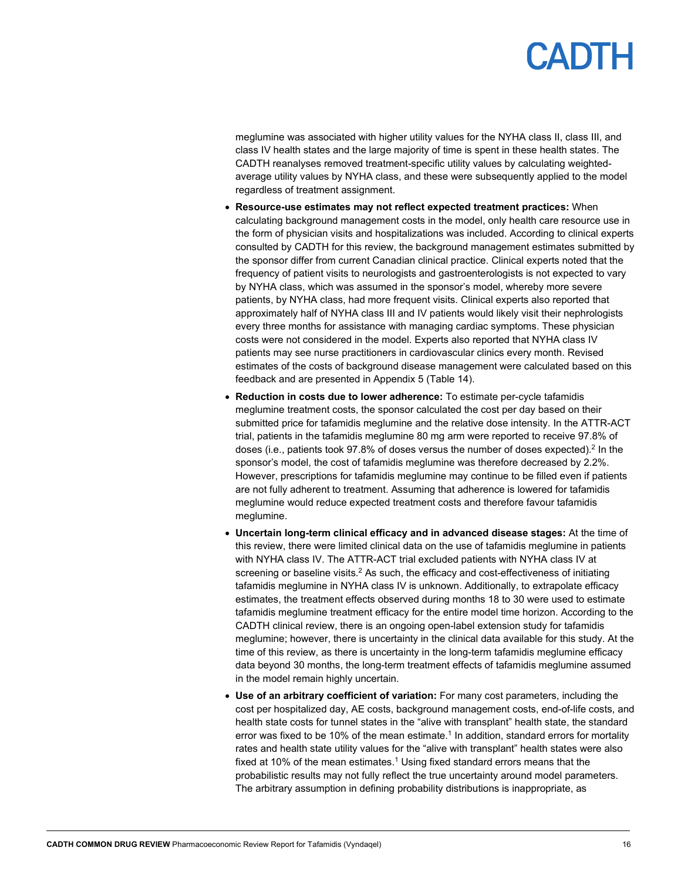meglumine was associated with higher utility values for the NYHA class II, class III, and class IV health states and the large majority of time is spent in these health states. The CADTH reanalyses removed treatment-specific utility values by calculating weighted-average utility values by NYHA class, and these were subsequently applied to the model regardless of treatment assignment.

- **Resource-use estimates may not reflect expected treatment practices:** When calculating background management costs in the model, only health care resource use in the form of physician visits and hospitalizations was included. According to clinical experts consulted by CADTH for this review, the background management estimates submitted by the sponsor differ from current Canadian clinical practice. Clinical experts noted that the frequency of patient visits to neurologists and gastroenterologists is not expected to vary by NYHA class, which was assumed in the sponsor's model, whereby more severe patients, by NYHA class, had more frequent visits. Clinical experts also reported that approximately half of NYHA class III and IV patients would likely visit their nephrologists every three months for assistance with managing cardiac symptoms. These physician costs were not considered in the model. Experts also reported that NYHA class IV patients may see nurse practitioners in cardiovascular clinics every month. Revised estimates of the costs of background disease management were calculated based on this feedback and are presented in Appendix 5 (Table 14).
- **Reduction in costs due to lower adherence:** To estimate per-cycle tafamidis meglumine treatment costs, the sponsor calculated the cost per day based on their submitted price for tafamidis meglumine and the relative dose intensity. In the ATTR-ACT trial, patients in the tafamidis meglumine 80 mg arm were reported to receive 97.8% of doses (i.e., patients took 97.8% of doses versus the number of doses expected).[2] In the sponsor's model, the cost of tafamidis meglumine was therefore decreased by 2.2%. However, prescriptions for tafamidis meglumine may continue to be filled even if patients are not fully adherent to treatment. Assuming that adherence is lowered for tafamidis meglumine would reduce expected treatment costs and therefore favour tafamidis meglumine.
- **Uncertain long-term clinical efficacy and in advanced disease stages:** At the time of this review, there were limited clinical data on the use of tafamidis meglumine in patients with NYHA class IV. The ATTR-ACT trial excluded patients with NYHA class IV at screening or baseline visits.[2] As such, the efficacy and cost-effectiveness of initiating tafamidis meglumine in NYHA class IV is unknown. Additionally, to extrapolate efficacy estimates, the treatment effects observed during months 18 to 30 were used to estimate tafamidis meglumine treatment efficacy for the entire model time horizon. According to the CADTH clinical review, there is an ongoing open-label extension study for tafamidis meglumine; however, there is uncertainty in the clinical data available for this study. At the time of this review, as there is uncertainty in the long-term tafamidis meglumine efficacy data beyond 30 months, the long-term treatment effects of tafamidis meglumine assumed in the model remain highly uncertain.
- **Use of an arbitrary coefficient of variation:** For many cost parameters, including the cost per hospitalized day, AE costs, background management costs, end-of-life costs, and health state costs for tunnel states in the "alive with transplant" health state, the standard error was fixed to be 10% of the mean estimate.[1] In addition, standard errors for mortality rates and health state utility values for the "alive with transplant" health states were also fixed at 10% of the mean estimates.[1] Using fixed standard errors means that the probabilistic results may not fully reflect the true uncertainty around model parameters. The arbitrary assumption in defining probability distributions is inappropriate, as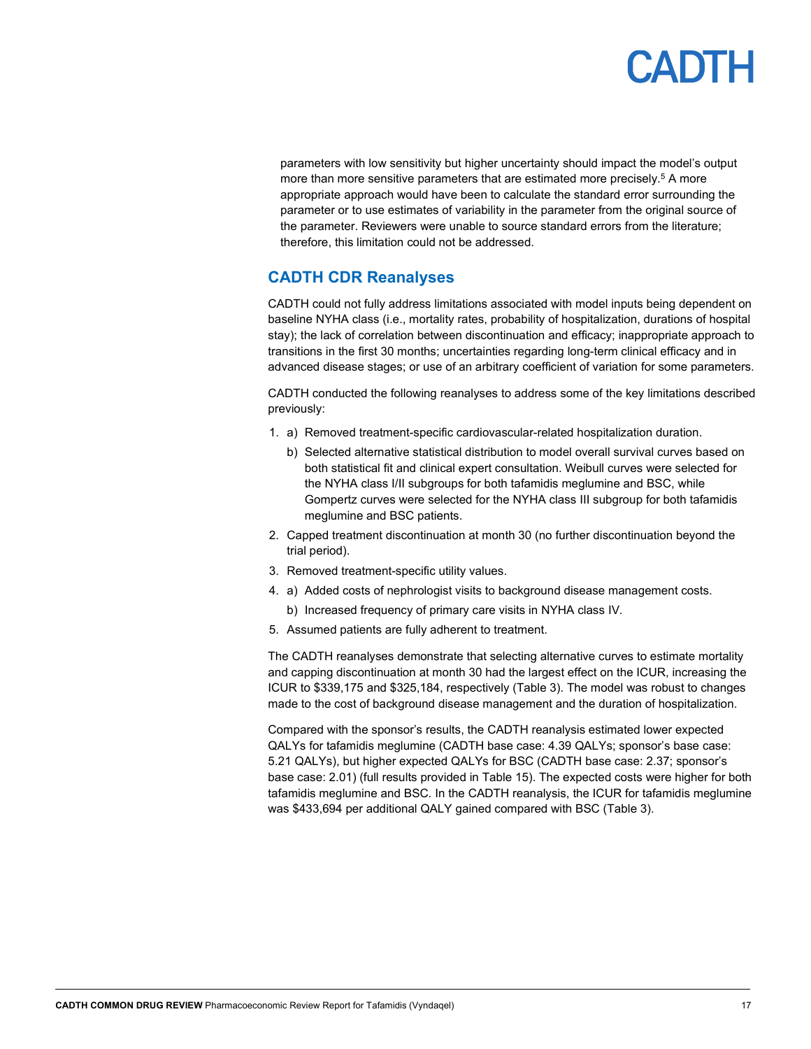parameters with low sensitivity but higher uncertainty should impact the model's output more than more sensitive parameters that are estimated more precisely.[5] A more appropriate approach would have been to calculate the standard error surrounding the parameter or to use estimates of variability in the parameter from the original source of the parameter. Reviewers were unable to source standard errors from the literature; therefore, this limitation could not be addressed.

## CADTH CDR Reanalyses

CADTH could not fully address limitations associated with model inputs being dependent on baseline NYHA class (i.e., mortality rates, probability of hospitalization, durations of hospital stay); the lack of correlation between discontinuation and efficacy; inappropriate approach to transitions in the first 30 months; uncertainties regarding long-term clinical efficacy and in advanced disease stages; or use of an arbitrary coefficient of variation for some parameters.

CADTH conducted the following reanalyses to address some of the key limitations described previously:

1. a) Removed treatment-specific cardiovascular-related hospitalization duration.
   b) Selected alternative statistical distribution to model overall survival curves based on both statistical fit and clinical expert consultation. Weibull curves were selected for the NYHA class I/II subgroups for both tafamidis meglumine and BSC, while Gompertz curves were selected for the NYHA class III subgroup for both tafamidis meglumine and BSC patients.
2. Capped treatment discontinuation at month 30 (no further discontinuation beyond the trial period).
3. Removed treatment-specific utility values.
4. a) Added costs of nephrologist visits to background disease management costs.
   b) Increased frequency of primary care visits in NYHA class IV.
5. Assumed patients are fully adherent to treatment.

The CADTH reanalyses demonstrate that selecting alternative curves to estimate mortality and capping discontinuation at month 30 had the largest effect on the ICUR, increasing the ICUR to $339,175 and $325,184, respectively (Table 3). The model was robust to changes made to the cost of background disease management and the duration of hospitalization.

Compared with the sponsor's results, the CADTH reanalysis estimated lower expected QALYs for tafamidis meglumine (CADTH base case: 4.39 QALYs; sponsor's base case: 5.21 QALYs), but higher expected QALYs for BSC (CADTH base case: 2.37; sponsor's base case: 2.01) (full results provided in Table 15). The expected costs were higher for both tafamidis meglumine and BSC. In the CADTH reanalysis, the ICUR for tafamidis meglumine was $433,694 per additional QALY gained compared with BSC (Table 3).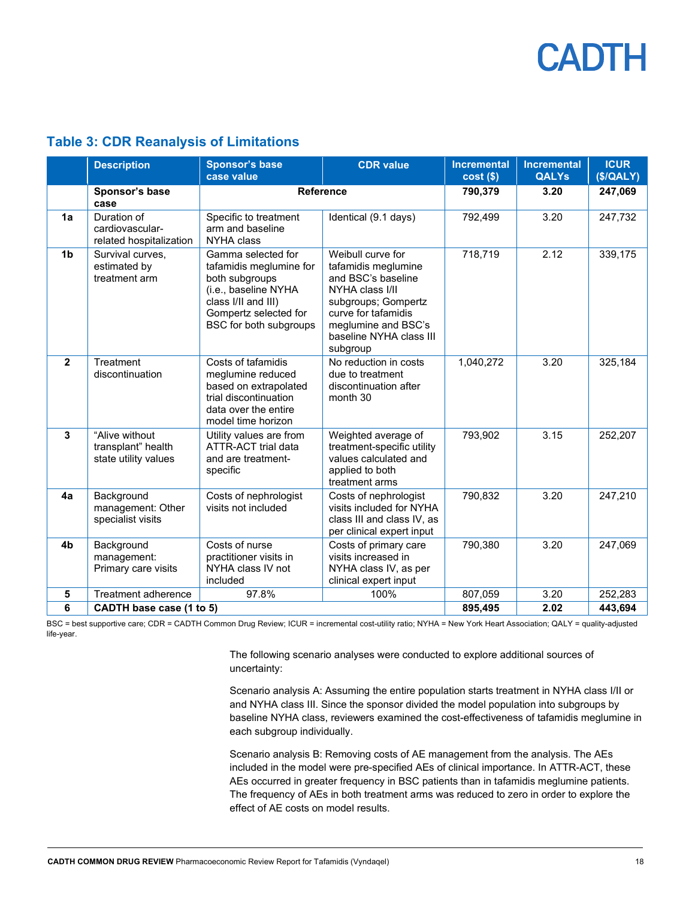## Table 3: CDR Reanalysis of Limitations

| | Description | Sponsor's base case value | CDR value | Incremental cost ($) | Incremental QALYs | ICUR ($/QALY) |
|---|---|---|---|---|---|---|
| | **Sponsor's base case** | **Reference** | | **790,379** | **3.20** | **247,069** |
| 1a | Duration of cardiovascular-related hospitalization | Specific to treatment arm and baseline NYHA class | Identical (9.1 days) | 792,499 | 3.20 | 247,732 |
| 1b | Survival curves, estimated by treatment arm | Gamma selected for tafamidis meglumine for both subgroups (i.e., baseline NYHA class I/II and III) Gompertz selected for BSC for both subgroups | Weibull curve for tafamidis meglumine and BSC's baseline NYHA class I/II subgroups; Gompertz curve for tafamidis meglumine and BSC's baseline NYHA class III subgroup | 718,719 | 2.12 | 339,175 |
| 2 | Treatment discontinuation | Costs of tafamidis meglumine reduced based on extrapolated trial discontinuation data over the entire model time horizon | No reduction in costs due to treatment discontinuation after month 30 | 1,040,272 | 3.20 | 325,184 |
| 3 | "Alive without transplant" health state utility values | Utility values are from ATTR-ACT trial data and are treatment-specific | Weighted average of treatment-specific utility values calculated and applied to both treatment arms | 793,902 | 3.15 | 252,207 |
| 4a | Background management: Other specialist visits | Costs of nephrologist visits not included | Costs of nephrologist visits included for NYHA class III and class IV, as per clinical expert input | 790,832 | 3.20 | 247,210 |
| 4b | Background management: Primary care visits | Costs of nurse practitioner visits in NYHA class IV not included | Costs of primary care visits increased in NYHA class IV, as per clinical expert input | 790,380 | 3.20 | 247,069 |
| 5 | Treatment adherence | 97.8% | 100% | 807,059 | 3.20 | 252,283 |
| 6 | **CADTH base case (1 to 5)** | | | **895,495** | **2.02** | **443,694** |

BSC = best supportive care; CDR = CADTH Common Drug Review; ICUR = incremental cost-utility ratio; NYHA = New York Heart Association; QALY = quality-adjusted life-year.

The following scenario analyses were conducted to explore additional sources of uncertainty:

Scenario analysis A: Assuming the entire population starts treatment in NYHA class I/II or and NYHA class III. Since the sponsor divided the model population into subgroups by baseline NYHA class, reviewers examined the cost-effectiveness of tafamidis meglumine in each subgroup individually.

Scenario analysis B: Removing costs of AE management from the analysis. The AEs included in the model were pre-specified AEs of clinical importance. In ATTR-ACT, these AEs occurred in greater frequency in BSC patients than in tafamidis meglumine patients. The frequency of AEs in both treatment arms was reduced to zero in order to explore the effect of AE costs on model results.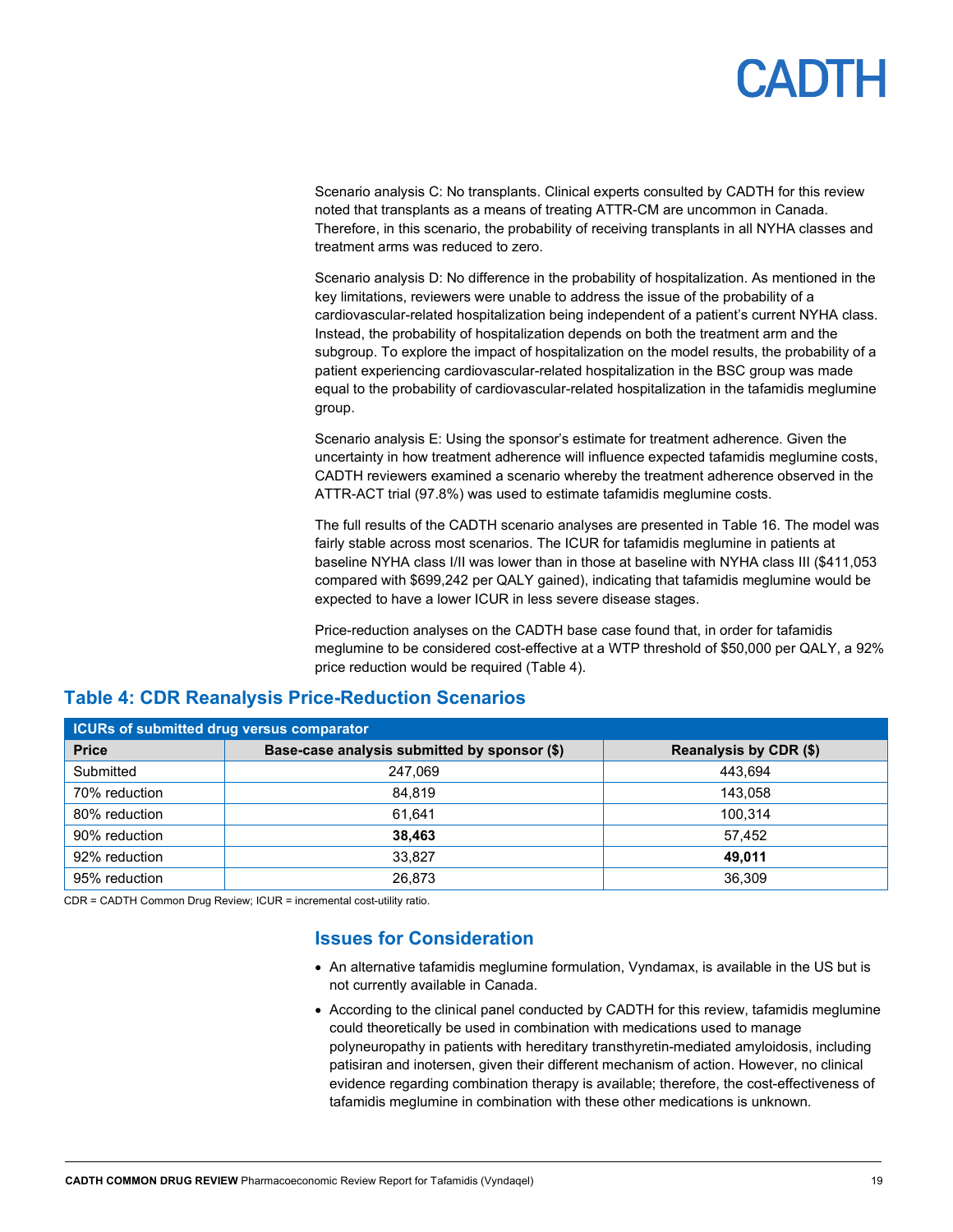Scenario analysis C: No transplants. Clinical experts consulted by CADTH for this review noted that transplants as a means of treating ATTR-CM are uncommon in Canada. Therefore, in this scenario, the probability of receiving transplants in all NYHA classes and treatment arms was reduced to zero.

Scenario analysis D: No difference in the probability of hospitalization. As mentioned in the key limitations, reviewers were unable to address the issue of the probability of a cardiovascular-related hospitalization being independent of a patient's current NYHA class. Instead, the probability of hospitalization depends on both the treatment arm and the subgroup. To explore the impact of hospitalization on the model results, the probability of a patient experiencing cardiovascular-related hospitalization in the BSC group was made equal to the probability of cardiovascular-related hospitalization in the tafamidis meglumine group.

Scenario analysis E: Using the sponsor's estimate for treatment adherence. Given the uncertainty in how treatment adherence will influence expected tafamidis meglumine costs, CADTH reviewers examined a scenario whereby the treatment adherence observed in the ATTR-ACT trial (97.8%) was used to estimate tafamidis meglumine costs.

The full results of the CADTH scenario analyses are presented in Table 16. The model was fairly stable across most scenarios. The ICUR for tafamidis meglumine in patients at baseline NYHA class I/II was lower than in those at baseline with NYHA class III ($411,053 compared with $699,242 per QALY gained), indicating that tafamidis meglumine would be expected to have a lower ICUR in less severe disease stages.

Price-reduction analyses on the CADTH base case found that, in order for tafamidis meglumine to be considered cost-effective at a WTP threshold of $50,000 per QALY, a 92% price reduction would be required (Table 4).

## Table 4: CDR Reanalysis Price-Reduction Scenarios

| ICURs of submitted drug versus comparator | | |
|---|---|---|
| **Price** | **Base-case analysis submitted by sponsor ($)** | **Reanalysis by CDR ($)** |
| Submitted | 247,069 | 443,694 |
| 70% reduction | 84,819 | 143,058 |
| 80% reduction | 61,641 | 100,314 |
| 90% reduction | **38,463** | 57,452 |
| 92% reduction | 33,827 | **49,011** |
| 95% reduction | 26,873 | 36,309 |

CDR = CADTH Common Drug Review; ICUR = incremental cost-utility ratio.

## Issues for Consideration

- An alternative tafamidis meglumine formulation, Vyndamax, is available in the US but is not currently available in Canada.
- According to the clinical panel conducted by CADTH for this review, tafamidis meglumine could theoretically be used in combination with medications used to manage polyneuropathy in patients with hereditary transthyretin-mediated amyloidosis, including patisiran and inotersen, given their different mechanism of action. However, no clinical evidence regarding combination therapy is available; therefore, the cost-effectiveness of tafamidis meglumine in combination with these other medications is unknown.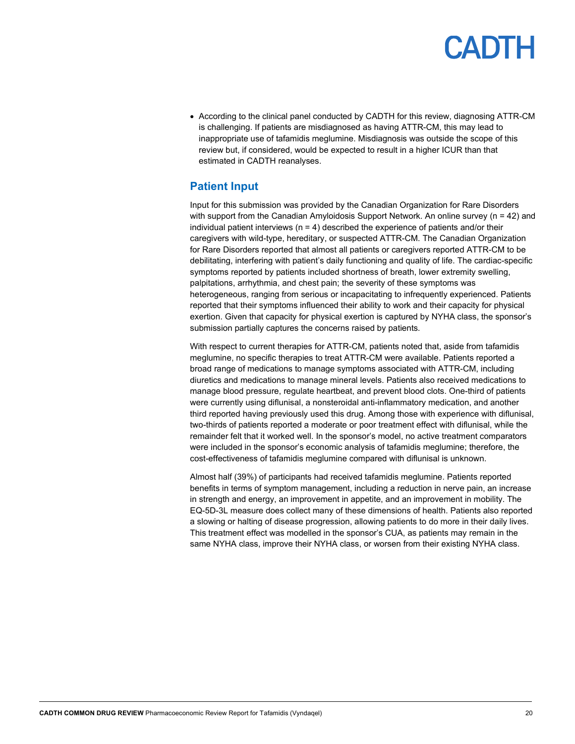- According to the clinical panel conducted by CADTH for this review, diagnosing ATTR-CM is challenging. If patients are misdiagnosed as having ATTR-CM, this may lead to inappropriate use of tafamidis meglumine. Misdiagnosis was outside the scope of this review but, if considered, would be expected to result in a higher ICUR than that estimated in CADTH reanalyses.

## Patient Input

Input for this submission was provided by the Canadian Organization for Rare Disorders with support from the Canadian Amyloidosis Support Network. An online survey (n = 42) and individual patient interviews (n = 4) described the experience of patients and/or their caregivers with wild-type, hereditary, or suspected ATTR-CM. The Canadian Organization for Rare Disorders reported that almost all patients or caregivers reported ATTR-CM to be debilitating, interfering with patient's daily functioning and quality of life. The cardiac-specific symptoms reported by patients included shortness of breath, lower extremity swelling, palpitations, arrhythmia, and chest pain; the severity of these symptoms was heterogeneous, ranging from serious or incapacitating to infrequently experienced. Patients reported that their symptoms influenced their ability to work and their capacity for physical exertion. Given that capacity for physical exertion is captured by NYHA class, the sponsor's submission partially captures the concerns raised by patients.

With respect to current therapies for ATTR-CM, patients noted that, aside from tafamidis meglumine, no specific therapies to treat ATTR-CM were available. Patients reported a broad range of medications to manage symptoms associated with ATTR-CM, including diuretics and medications to manage mineral levels. Patients also received medications to manage blood pressure, regulate heartbeat, and prevent blood clots. One-third of patients were currently using diflunisal, a nonsteroidal anti-inflammatory medication, and another third reported having previously used this drug. Among those with experience with diflunisal, two-thirds of patients reported a moderate or poor treatment effect with diflunisal, while the remainder felt that it worked well. In the sponsor's model, no active treatment comparators were included in the sponsor's economic analysis of tafamidis meglumine; therefore, the cost-effectiveness of tafamidis meglumine compared with diflunisal is unknown.

Almost half (39%) of participants had received tafamidis meglumine. Patients reported benefits in terms of symptom management, including a reduction in nerve pain, an increase in strength and energy, an improvement in appetite, and an improvement in mobility. The EQ-5D-3L measure does collect many of these dimensions of health. Patients also reported a slowing or halting of disease progression, allowing patients to do more in their daily lives. This treatment effect was modelled in the sponsor's CUA, as patients may remain in the same NYHA class, improve their NYHA class, or worsen from their existing NYHA class.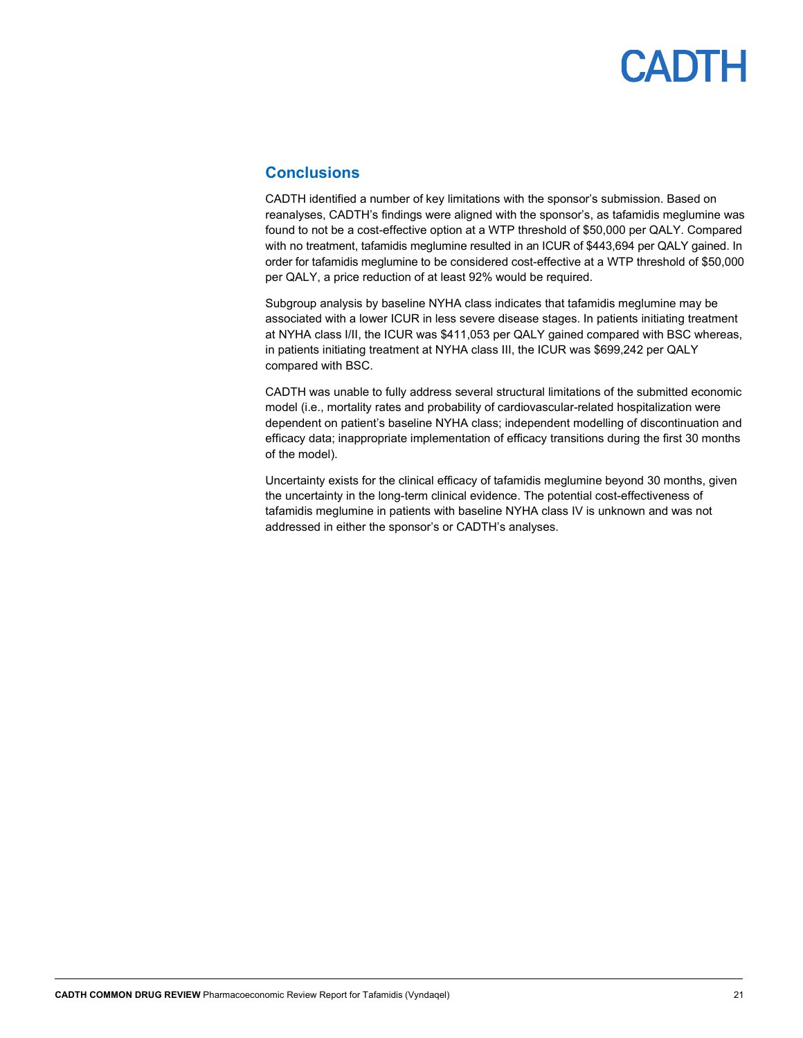## Conclusions

CADTH identified a number of key limitations with the sponsor's submission. Based on reanalyses, CADTH's findings were aligned with the sponsor's, as tafamidis meglumine was found to not be a cost-effective option at a WTP threshold of $50,000 per QALY. Compared with no treatment, tafamidis meglumine resulted in an ICUR of $443,694 per QALY gained. In order for tafamidis meglumine to be considered cost-effective at a WTP threshold of $50,000 per QALY, a price reduction of at least 92% would be required.

Subgroup analysis by baseline NYHA class indicates that tafamidis meglumine may be associated with a lower ICUR in less severe disease stages. In patients initiating treatment at NYHA class I/II, the ICUR was $411,053 per QALY gained compared with BSC whereas, in patients initiating treatment at NYHA class III, the ICUR was $699,242 per QALY compared with BSC.

CADTH was unable to fully address several structural limitations of the submitted economic model (i.e., mortality rates and probability of cardiovascular-related hospitalization were dependent on patient's baseline NYHA class; independent modelling of discontinuation and efficacy data; inappropriate implementation of efficacy transitions during the first 30 months of the model).

Uncertainty exists for the clinical efficacy of tafamidis meglumine beyond 30 months, given the uncertainty in the long-term clinical evidence. The potential cost-effectiveness of tafamidis meglumine in patients with baseline NYHA class IV is unknown and was not addressed in either the sponsor's or CADTH's analyses.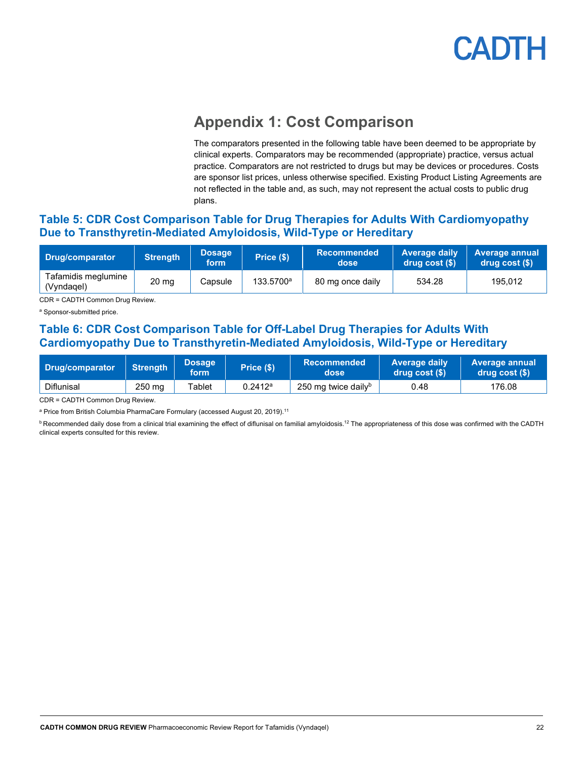## Appendix 1: Cost Comparison

The comparators presented in the following table have been deemed to be appropriate by clinical experts. Comparators may be recommended (appropriate) practice, versus actual practice. Comparators are not restricted to drugs but may be devices or procedures. Costs are sponsor list prices, unless otherwise specified. Existing Product Listing Agreements are not reflected in the table and, as such, may not represent the actual costs to public drug plans.

### Table 5: CDR Cost Comparison Table for Drug Therapies for Adults With Cardiomyopathy Due to Transthyretin-Mediated Amyloidosis, Wild-Type or Hereditary

| Drug/comparator | Strength | Dosage form | Price ($) | Recommended dose | Average daily drug cost ($) | Average annual drug cost ($) |
|---|---|---|---|---|---|---|
| Tafamidis meglumine (Vyndaqel) | 20 mg | Capsule | 133.5700[a] | 80 mg once daily | 534.28 | 195,012 |

CDR = CADTH Common Drug Review.

[a] Sponsor-submitted price.

### Table 6: CDR Cost Comparison Table for Off-Label Drug Therapies for Adults With Cardiomyopathy Due to Transthyretin-Mediated Amyloidosis, Wild-Type or Hereditary

| Drug/comparator | Strength | Dosage form | Price ($) | Recommended dose | Average daily drug cost ($) | Average annual drug cost ($) |
|---|---|---|---|---|---|---|
| Diflunisal | 250 mg | Tablet | 0.2412[a] | 250 mg twice daily[b] | 0.48 | 176.08 |

CDR = CADTH Common Drug Review.

[a] Price from British Columbia PharmaCare Formulary (accessed August 20, 2019).[11]

[b] Recommended daily dose from a clinical trial examining the effect of diflunisal on familial amyloidosis.[12] The appropriateness of this dose was confirmed with the CADTH clinical experts consulted for this review.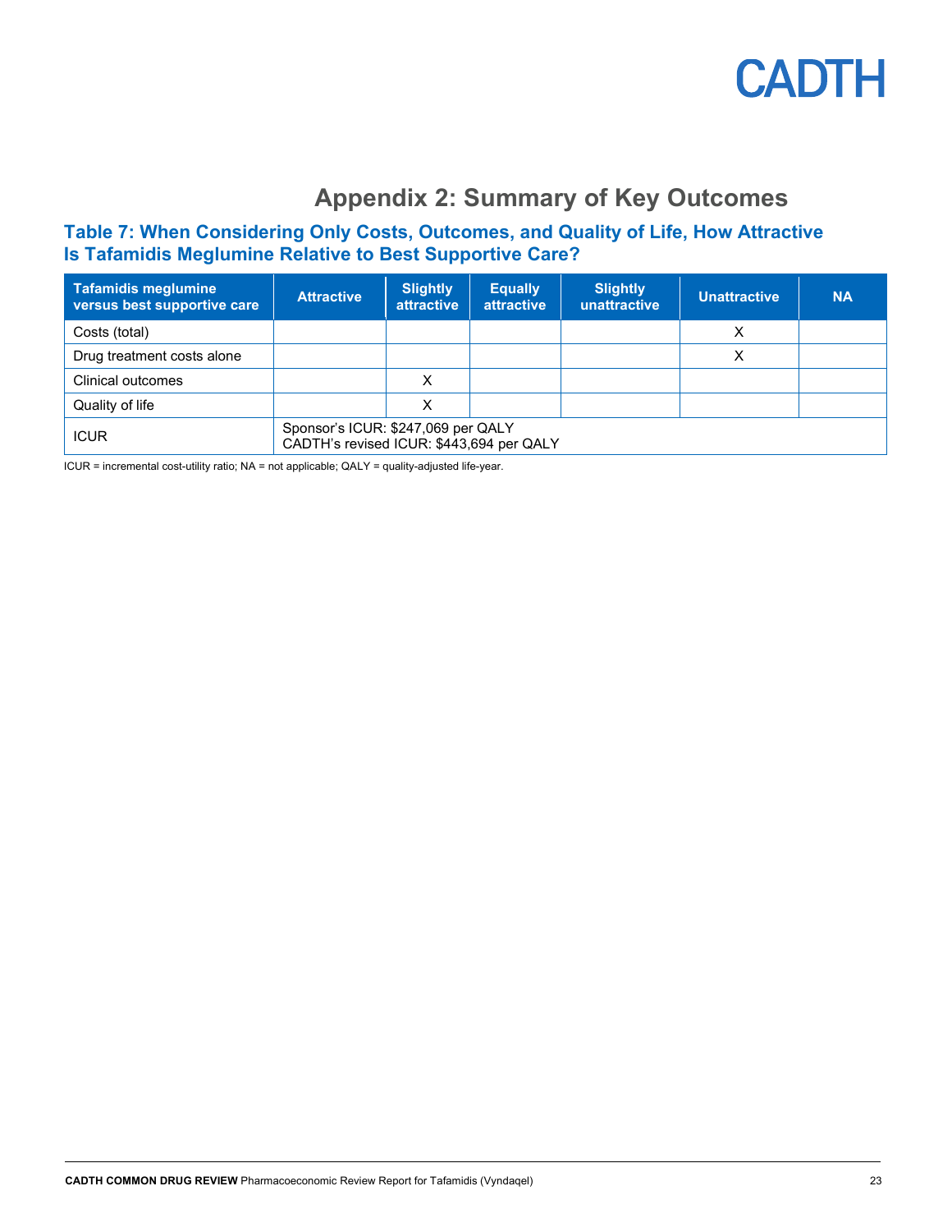# Appendix 2: Summary of Key Outcomes

### Table 7: When Considering Only Costs, Outcomes, and Quality of Life, How Attractive Is Tafamidis Meglumine Relative to Best Supportive Care?

| Tafamidis meglumine versus best supportive care | Attractive | Slightly attractive | Equally attractive | Slightly unattractive | Unattractive | NA |
|---|---|---|---|---|---|---|
| Costs (total) | | | | | X | |
| Drug treatment costs alone | | | | | X | |
| Clinical outcomes | | X | | | | |
| Quality of life | | X | | | | |
| ICUR | Sponsor's ICUR: $247,069 per QALY<br>CADTH's revised ICUR: $443,694 per QALY | | | | | |

ICUR = incremental cost-utility ratio; NA = not applicable; QALY = quality-adjusted life-year.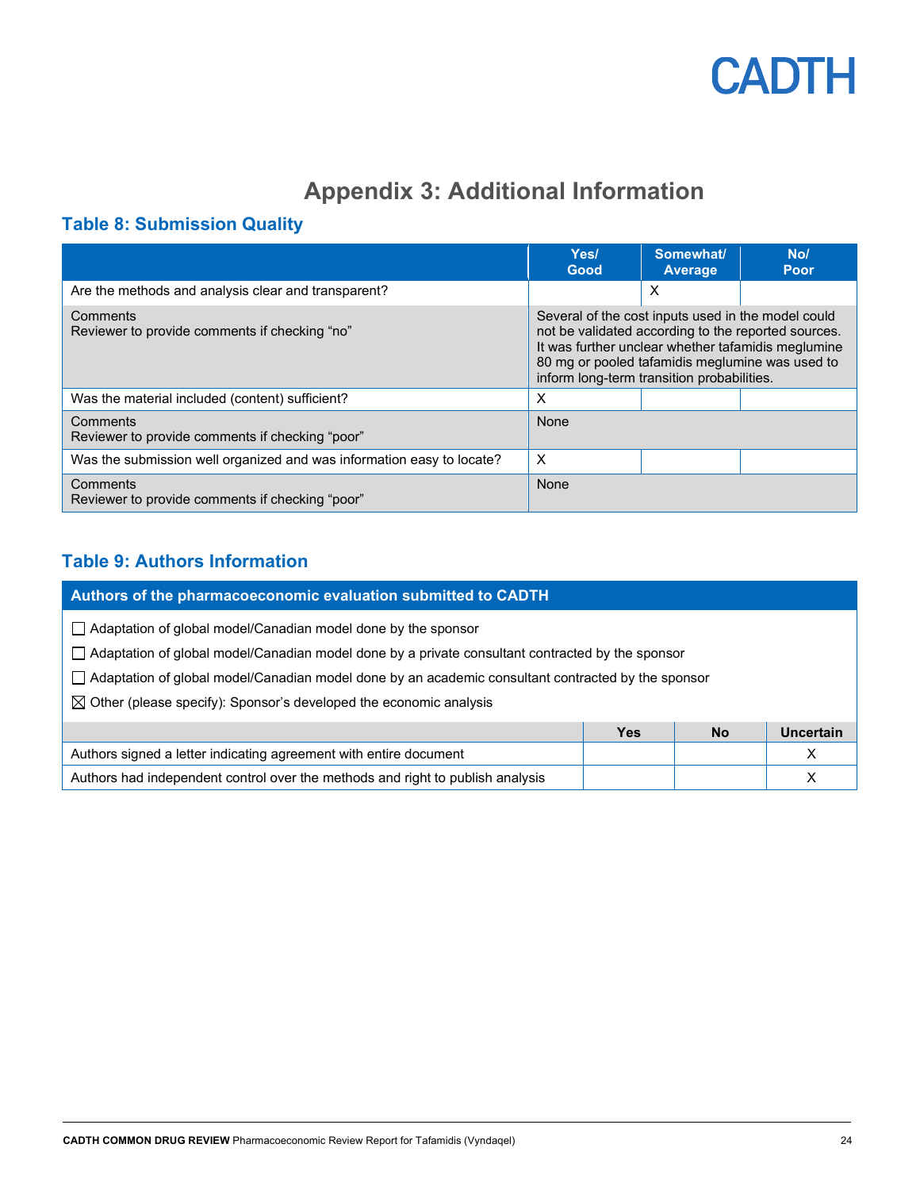# Appendix 3: Additional Information

## Table 8: Submission Quality

| | Yes/ Good | Somewhat/ Average | No/ Poor |
|---|---|---|---|
| Are the methods and analysis clear and transparent? | | X | |
| Comments<br>Reviewer to provide comments if checking "no" | Several of the cost inputs used in the model could not be validated according to the reported sources. It was further unclear whether tafamidis meglumine 80 mg or pooled tafamidis meglumine was used to inform long-term transition probabilities. | | |
| Was the material included (content) sufficient? | X | | |
| Comments<br>Reviewer to provide comments if checking "poor" | None | | |
| Was the submission well organized and was information easy to locate? | X | | |
| Comments<br>Reviewer to provide comments if checking "poor" | None | | |

## Table 9: Authors Information

**Authors of the pharmacoeconomic evaluation submitted to CADTH**

- ☐ Adaptation of global model/Canadian model done by the sponsor
- ☐ Adaptation of global model/Canadian model done by a private consultant contracted by the sponsor
- ☐ Adaptation of global model/Canadian model done by an academic consultant contracted by the sponsor
- ☒ Other (please specify): Sponsor's developed the economic analysis

| | Yes | No | Uncertain |
|---|---|---|---|
| Authors signed a letter indicating agreement with entire document | | | X |
| Authors had independent control over the methods and right to publish analysis | | | X |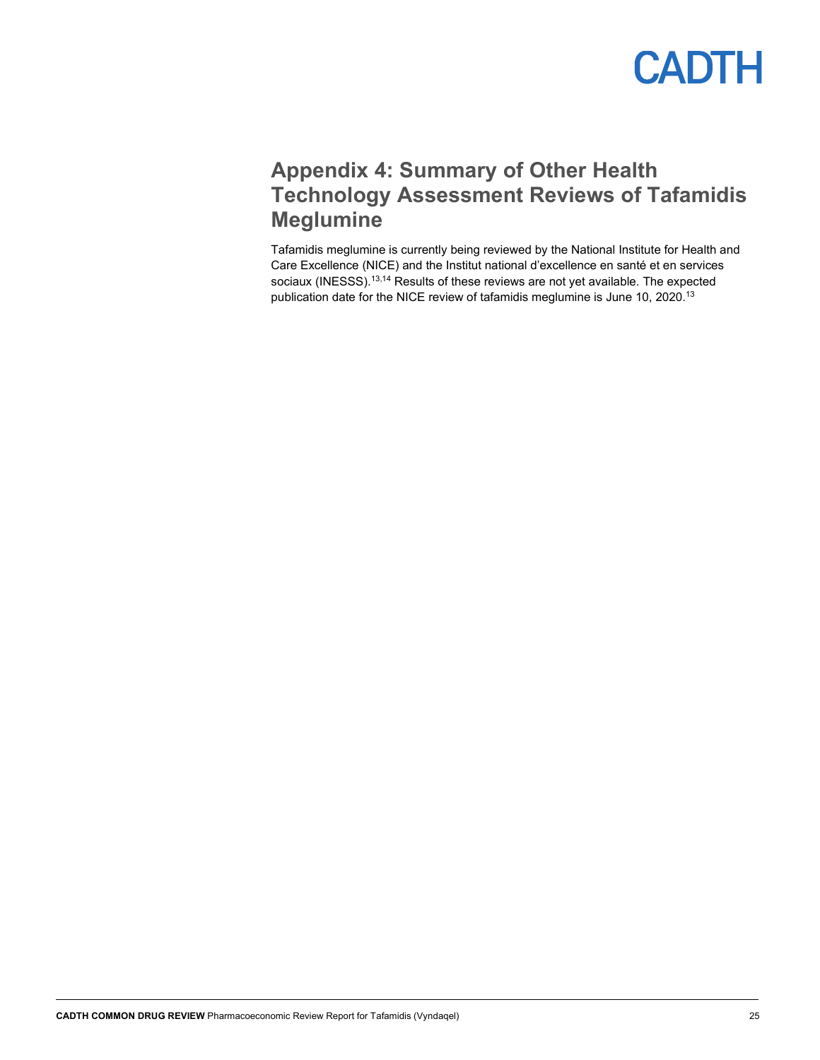# Appendix 4: Summary of Other Health Technology Assessment Reviews of Tafamidis Meglumine

Tafamidis meglumine is currently being reviewed by the National Institute for Health and Care Excellence (NICE) and the Institut national d'excellence en santé et en services sociaux (INESSS).[13,14] Results of these reviews are not yet available. The expected publication date for the NICE review of tafamidis meglumine is June 10, 2020.[13]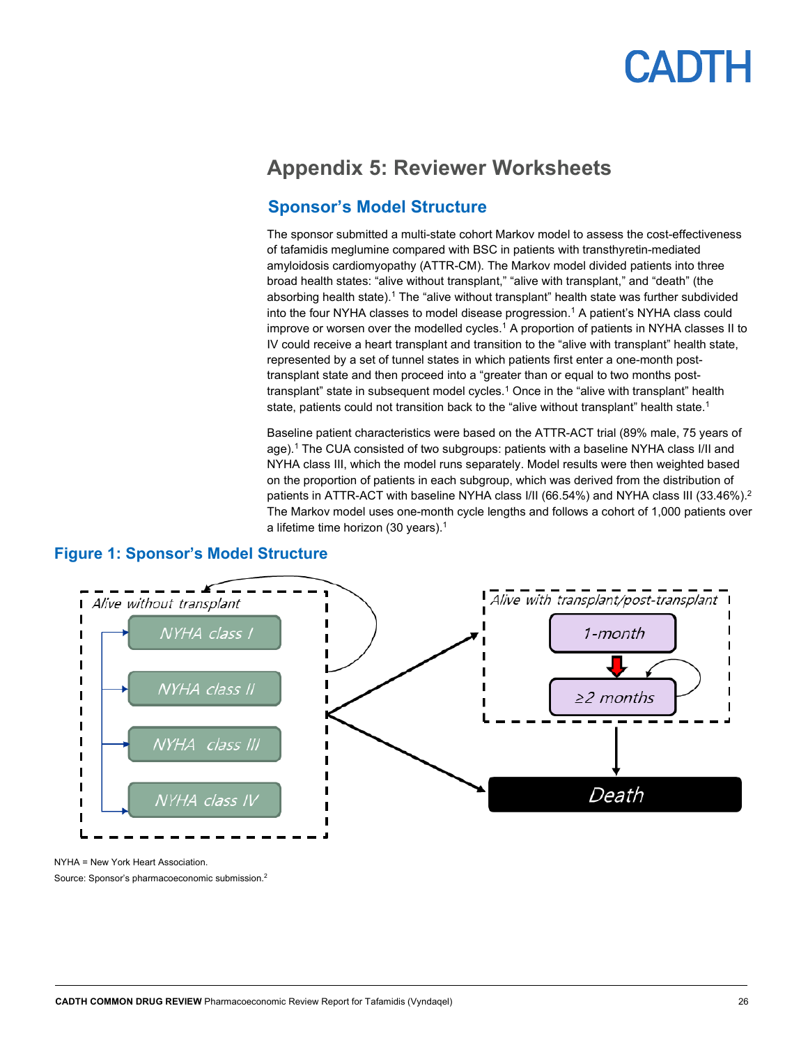# Appendix 5: Reviewer Worksheets

## Sponsor's Model Structure

The sponsor submitted a multi-state cohort Markov model to assess the cost-effectiveness of tafamidis meglumine compared with BSC in patients with transthyretin-mediated amyloidosis cardiomyopathy (ATTR-CM). The Markov model divided patients into three broad health states: "alive without transplant," "alive with transplant," and "death" (the absorbing health state).[1] The "alive without transplant" health state was further subdivided into the four NYHA classes to model disease progression.[1] A patient's NYHA class could improve or worsen over the modelled cycles.[1] A proportion of patients in NYHA classes II to IV could receive a heart transplant and transition to the "alive with transplant" health state, represented by a set of tunnel states in which patients first enter a one-month post-transplant state and then proceed into a "greater than or equal to two months post-transplant" state in subsequent model cycles.[1] Once in the "alive with transplant" health state, patients could not transition back to the "alive without transplant" health state.[1]

Baseline patient characteristics were based on the ATTR-ACT trial (89% male, 75 years of age).[1] The CUA consisted of two subgroups: patients with a baseline NYHA class I/II and NYHA class III, which the model runs separately. Model results were then weighted based on the proportion of patients in each subgroup, which was derived from the distribution of patients in ATTR-ACT with baseline NYHA class I/II (66.54%) and NYHA class III (33.46%).[2] The Markov model uses one-month cycle lengths and follows a cohort of 1,000 patients over a lifetime time horizon (30 years).[1]

### Figure 1: Sponsor's Model Structure

Alive without transplant: NYHA class I, NYHA class II, NYHA class III, NYHA class IV

Alive with transplant/post-transplant: 1-month, ≥2 months

Death

NYHA = New York Heart Association.

Source: Sponsor's pharmacoeconomic submission.[2]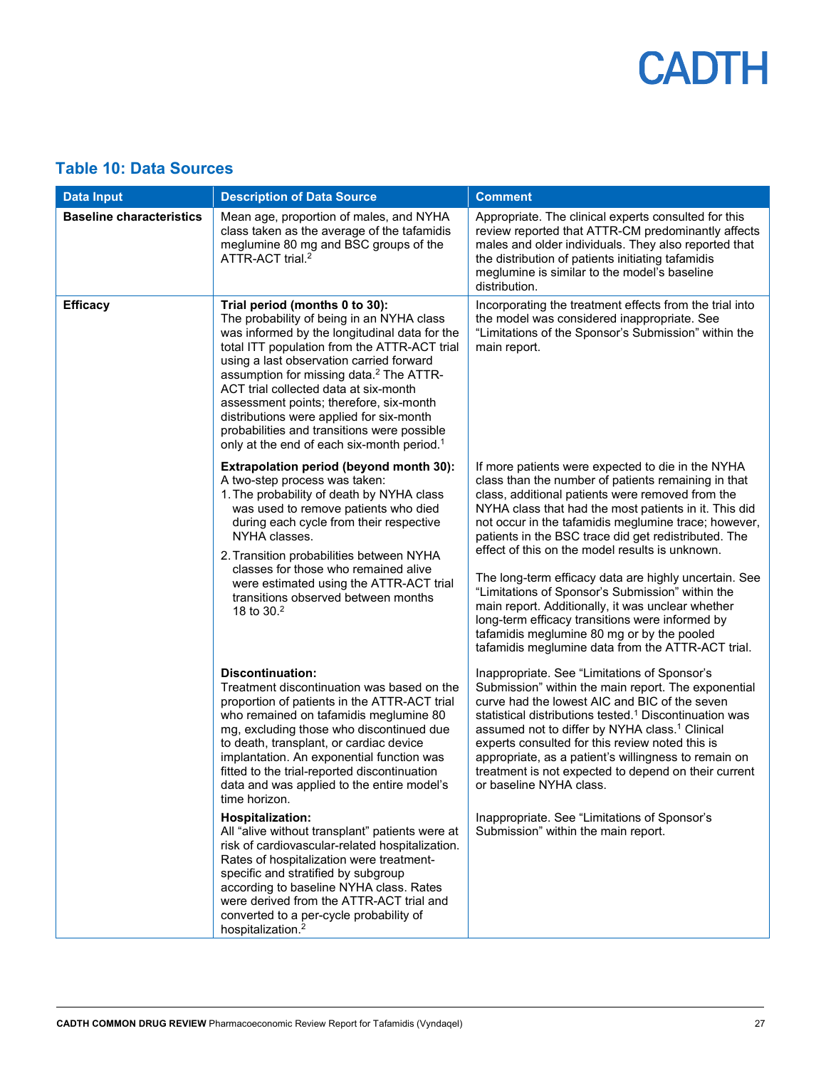## Table 10: Data Sources

| Data Input | Description of Data Source | Comment |
|---|---|---|
| **Baseline characteristics** | Mean age, proportion of males, and NYHA class taken as the average of the tafamidis meglumine 80 mg and BSC groups of the ATTR-ACT trial.[2] | Appropriate. The clinical experts consulted for this review reported that ATTR-CM predominantly affects males and older individuals. They also reported that the distribution of patients initiating tafamidis meglumine is similar to the model's baseline distribution. |
| **Efficacy** | **Trial period (months 0 to 30):** The probability of being in an NYHA class was informed by the longitudinal data for the total ITT population from the ATTR-ACT trial using a last observation carried forward assumption for missing data.[2] The ATTR-ACT trial collected data at six-month assessment points; therefore, six-month distributions were applied for six-month probabilities and transitions were possible only at the end of each six-month period.[1] | Incorporating the treatment effects from the trial into the model was considered inappropriate. See "Limitations of the Sponsor's Submission" within the main report. |
| | **Extrapolation period (beyond month 30):** A two-step process was taken: 1. The probability of death by NYHA class was used to remove patients who died during each cycle from their respective NYHA classes. 2. Transition probabilities between NYHA classes for those who remained alive were estimated using the ATTR-ACT trial transitions observed between months 18 to 30.[2] | If more patients were expected to die in the NYHA class than the number of patients remaining in that class, additional patients were removed from the NYHA class that had the most patients in it. This did not occur in the tafamidis meglumine trace; however, patients in the BSC trace did get redistributed. The effect of this on the model results is unknown. The long-term efficacy data are highly uncertain. See "Limitations of Sponsor's Submission" within the main report. Additionally, it was unclear whether long-term efficacy transitions were informed by tafamidis meglumine 80 mg or by the pooled tafamidis meglumine data from the ATTR-ACT trial. |
| | **Discontinuation:** Treatment discontinuation was based on the proportion of patients in the ATTR-ACT trial who remained on tafamidis meglumine 80 mg, excluding those who discontinued due to death, transplant, or cardiac device implantation. An exponential function was fitted to the trial-reported discontinuation data and was applied to the entire model's time horizon. | Inappropriate. See "Limitations of Sponsor's Submission" within the main report. The exponential curve had the lowest AIC and BIC of the seven statistical distributions tested.[1] Discontinuation was assumed not to differ by NYHA class.[1] Clinical experts consulted for this review noted this is appropriate, as a patient's willingness to remain on treatment is not expected to depend on their current or baseline NYHA class. |
| | **Hospitalization:** All "alive without transplant" patients were at risk of cardiovascular-related hospitalization. Rates of hospitalization were treatment-specific and stratified by subgroup according to baseline NYHA class. Rates were derived from the ATTR-ACT trial and converted to a per-cycle probability of hospitalization.[2] | Inappropriate. See "Limitations of Sponsor's Submission" within the main report. |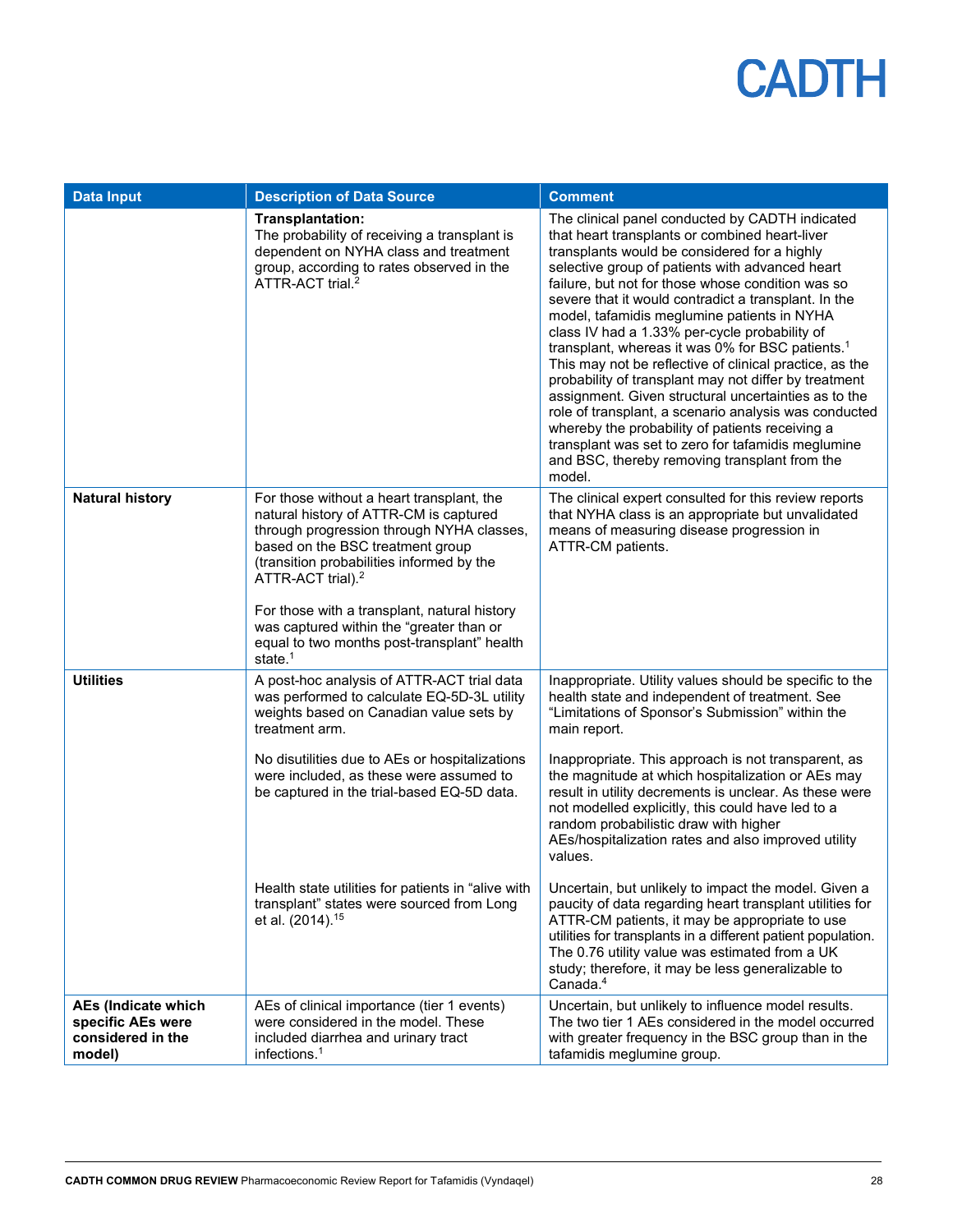| Data Input | Description of Data Source | Comment |
|---|---|---|
| | **Transplantation:** The probability of receiving a transplant is dependent on NYHA class and treatment group, according to rates observed in the ATTR-ACT trial.[2] | The clinical panel conducted by CADTH indicated that heart transplants or combined heart-liver transplants would be considered for a highly selective group of patients with advanced heart failure, but not for those whose condition was so severe that it would contradict a transplant. In the model, tafamidis meglumine patients in NYHA class IV had a 1.33% per-cycle probability of transplant, whereas it was 0% for BSC patients.[1] This may not be reflective of clinical practice, as the probability of transplant may not differ by treatment assignment. Given structural uncertainties as to the role of transplant, a scenario analysis was conducted whereby the probability of patients receiving a transplant was set to zero for tafamidis meglumine and BSC, thereby removing transplant from the model. |
| **Natural history** | For those without a heart transplant, the natural history of ATTR-CM is captured through progression through NYHA classes, based on the BSC treatment group (transition probabilities informed by the ATTR-ACT trial).[2]<br><br>For those with a transplant, natural history was captured within the "greater than or equal to two months post-transplant" health state.[1] | The clinical expert consulted for this review reports that NYHA class is an appropriate but unvalidated means of measuring disease progression in ATTR-CM patients. |
| **Utilities** | A post-hoc analysis of ATTR-ACT trial data was performed to calculate EQ-5D-3L utility weights based on Canadian value sets by treatment arm. | Inappropriate. Utility values should be specific to the health state and independent of treatment. See "Limitations of Sponsor's Submission" within the main report. |
| | No disutilities due to AEs or hospitalizations were included, as these were assumed to be captured in the trial-based EQ-5D data. | Inappropriate. This approach is not transparent, as the magnitude at which hospitalization or AEs may result in utility decrements is unclear. As these were not modelled explicitly, this could have led to a random probabilistic draw with higher AEs/hospitalization rates and also improved utility values. |
| | Health state utilities for patients in "alive with transplant" states were sourced from Long et al. (2014).[15] | Uncertain, but unlikely to impact the model. Given a paucity of data regarding heart transplant utilities for ATTR-CM patients, it may be appropriate to use utilities for transplants in a different patient population. The 0.76 utility value was estimated from a UK study; therefore, it may be less generalizable to Canada.[4] |
| **AEs (Indicate which specific AEs were considered in the model)** | AEs of clinical importance (tier 1 events) were considered in the model. These included diarrhea and urinary tract infections.[1] | Uncertain, but unlikely to influence model results. The two tier 1 AEs considered in the model occurred with greater frequency in the BSC group than in the tafamidis meglumine group. |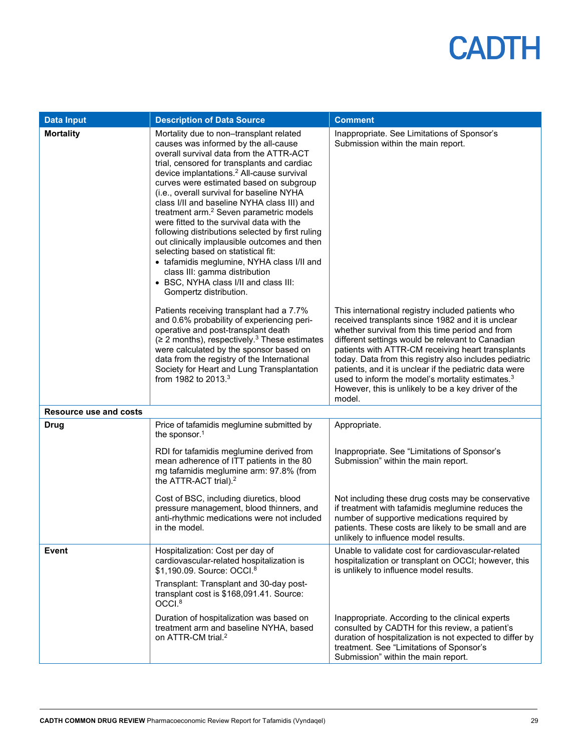| Data Input | Description of Data Source | Comment |
|---|---|---|
| **Mortality** | Mortality due to non–transplant related causes was informed by the all-cause overall survival data from the ATTR-ACT trial, censored for transplants and cardiac device implantations.[2] All-cause survival curves were estimated based on subgroup (i.e., overall survival for baseline NYHA class I/II and baseline NYHA class III) and treatment arm.[2] Seven parametric models were fitted to the survival data with the following distributions selected by first ruling out clinically implausible outcomes and then selecting based on statistical fit:<br>• tafamidis meglumine, NYHA class I/II and class III: gamma distribution<br>• BSC, NYHA class I/II and class III: Gompertz distribution. | Inappropriate. See Limitations of Sponsor's Submission within the main report. |
| | Patients receiving transplant had a 7.7% and 0.6% probability of experiencing peri-operative and post-transplant death (≥ 2 months), respectively.[3] These estimates were calculated by the sponsor based on data from the registry of the International Society for Heart and Lung Transplantation from 1982 to 2013.[3] | This international registry included patients who received transplants since 1982 and it is unclear whether survival from this time period and from different settings would be relevant to Canadian patients with ATTR-CM receiving heart transplants today. Data from this registry also includes pediatric patients, and it is unclear if the pediatric data were used to inform the model's mortality estimates.[3] However, this is unlikely to be a key driver of the model. |
| **Resource use and costs** | | |
| **Drug** | Price of tafamidis meglumine submitted by the sponsor.[1] | Appropriate. |
| | RDI for tafamidis meglumine derived from mean adherence of ITT patients in the 80 mg tafamidis meglumine arm: 97.8% (from the ATTR-ACT trial).[2] | Inappropriate. See "Limitations of Sponsor's Submission" within the main report. |
| | Cost of BSC, including diuretics, blood pressure management, blood thinners, and anti-rhythmic medications were not included in the model. | Not including these drug costs may be conservative if treatment with tafamidis meglumine reduces the number of supportive medications required by patients. These costs are likely to be small and are unlikely to influence model results. |
| **Event** | Hospitalization: Cost per day of cardiovascular-related hospitalization is \$1,190.09. Source: OCCI.[8]<br>Transplant: Transplant and 30-day post-transplant cost is \$168,091.41. Source: OCCI.[8] | Unable to validate cost for cardiovascular-related hospitalization or transplant on OCCI; however, this is unlikely to influence model results. |
| | Duration of hospitalization was based on treatment arm and baseline NYHA, based on ATTR-CM trial.[2] | Inappropriate. According to the clinical experts consulted by CADTH for this review, a patient's duration of hospitalization is not expected to differ by treatment. See "Limitations of Sponsor's Submission" within the main report. |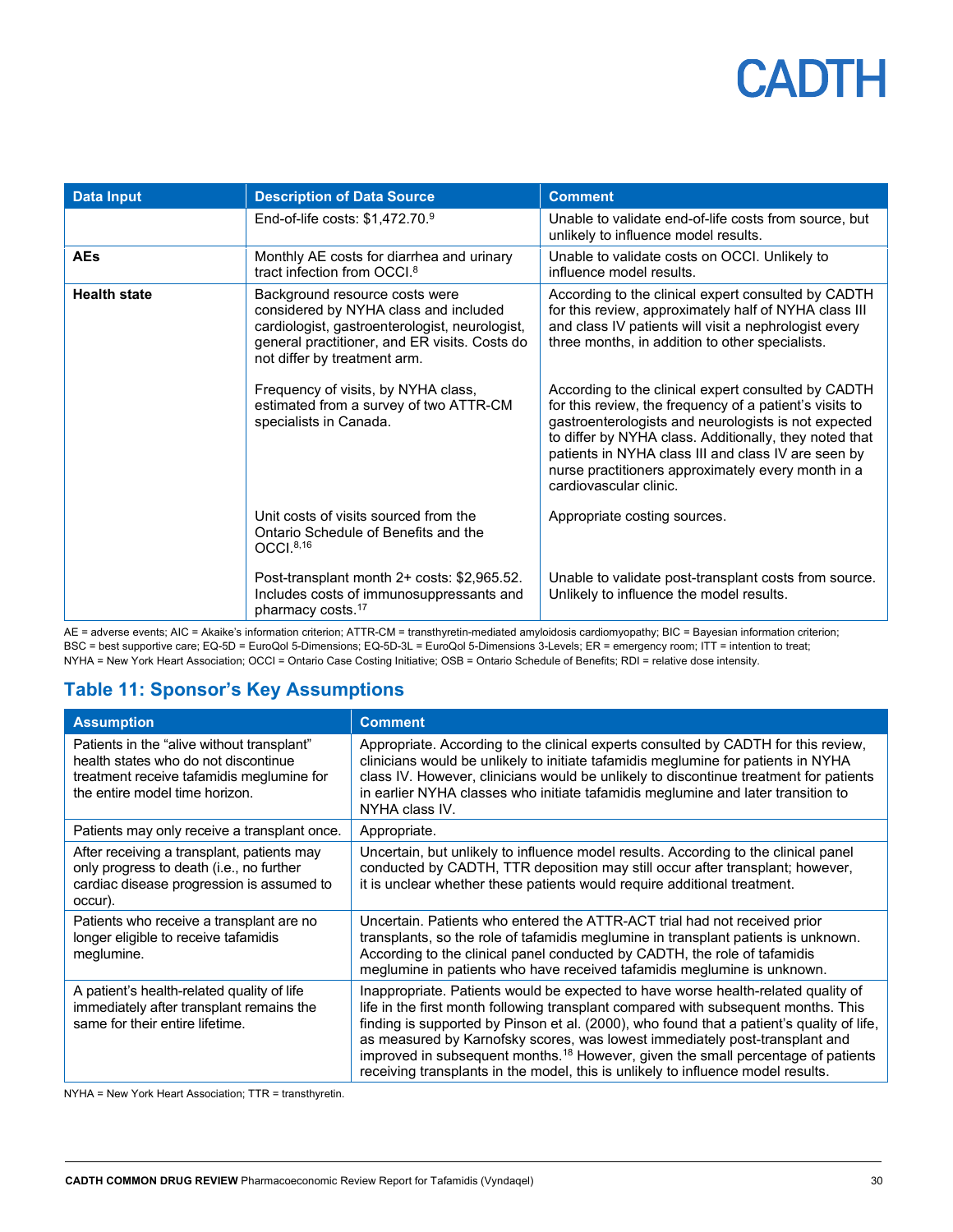| Data Input | Description of Data Source | Comment |
|---|---|---|
| | End-of-life costs: $1,472.70.[9] | Unable to validate end-of-life costs from source, but unlikely to influence model results. |
| **AEs** | Monthly AE costs for diarrhea and urinary tract infection from OCCI.[8] | Unable to validate costs on OCCI. Unlikely to influence model results. |
| **Health state** | Background resource costs were considered by NYHA class and included cardiologist, gastroenterologist, neurologist, general practitioner, and ER visits. Costs do not differ by treatment arm. | According to the clinical expert consulted by CADTH for this review, approximately half of NYHA class III and class IV patients will visit a nephrologist every three months, in addition to other specialists. |
| | Frequency of visits, by NYHA class, estimated from a survey of two ATTR-CM specialists in Canada. | According to the clinical expert consulted by CADTH for this review, the frequency of a patient's visits to gastroenterologists and neurologists is not expected to differ by NYHA class. Additionally, they noted that patients in NYHA class III and class IV are seen by nurse practitioners approximately every month in a cardiovascular clinic. |
| | Unit costs of visits sourced from the Ontario Schedule of Benefits and the OCCI.[8,16] | Appropriate costing sources. |
| | Post-transplant month 2+ costs: $2,965.52. Includes costs of immunosuppressants and pharmacy costs.[17] | Unable to validate post-transplant costs from source. Unlikely to influence the model results. |

AE = adverse events; AIC = Akaike's information criterion; ATTR-CM = transthyretin-mediated amyloidosis cardiomyopathy; BIC = Bayesian information criterion; BSC = best supportive care; EQ-5D = EuroQol 5-Dimensions; EQ-5D-3L = EuroQol 5-Dimensions 3-Levels; ER = emergency room; ITT = intention to treat; NYHA = New York Heart Association; OCCI = Ontario Case Costing Initiative; OSB = Ontario Schedule of Benefits; RDI = relative dose intensity.

## Table 11: Sponsor's Key Assumptions

| Assumption | Comment |
|---|---|
| Patients in the "alive without transplant" health states who do not discontinue treatment receive tafamidis meglumine for the entire model time horizon. | Appropriate. According to the clinical experts consulted by CADTH for this review, clinicians would be unlikely to initiate tafamidis meglumine for patients in NYHA class IV. However, clinicians would be unlikely to discontinue treatment for patients in earlier NYHA classes who initiate tafamidis meglumine and later transition to NYHA class IV. |
| Patients may only receive a transplant once. | Appropriate. |
| After receiving a transplant, patients may only progress to death (i.e., no further cardiac disease progression is assumed to occur). | Uncertain, but unlikely to influence model results. According to the clinical panel conducted by CADTH, TTR deposition may still occur after transplant; however, it is unclear whether these patients would require additional treatment. |
| Patients who receive a transplant are no longer eligible to receive tafamidis meglumine. | Uncertain. Patients who entered the ATTR-ACT trial had not received prior transplants, so the role of tafamidis meglumine in transplant patients is unknown. According to the clinical panel conducted by CADTH, the role of tafamidis meglumine in patients who have received tafamidis meglumine is unknown. |
| A patient's health-related quality of life immediately after transplant remains the same for their entire lifetime. | Inappropriate. Patients would be expected to have worse health-related quality of life in the first month following transplant compared with subsequent months. This finding is supported by Pinson et al. (2000), who found that a patient's quality of life, as measured by Karnofsky scores, was lowest immediately post-transplant and improved in subsequent months.[18] However, given the small percentage of patients receiving transplants in the model, this is unlikely to influence model results. |

NYHA = New York Heart Association; TTR = transthyretin.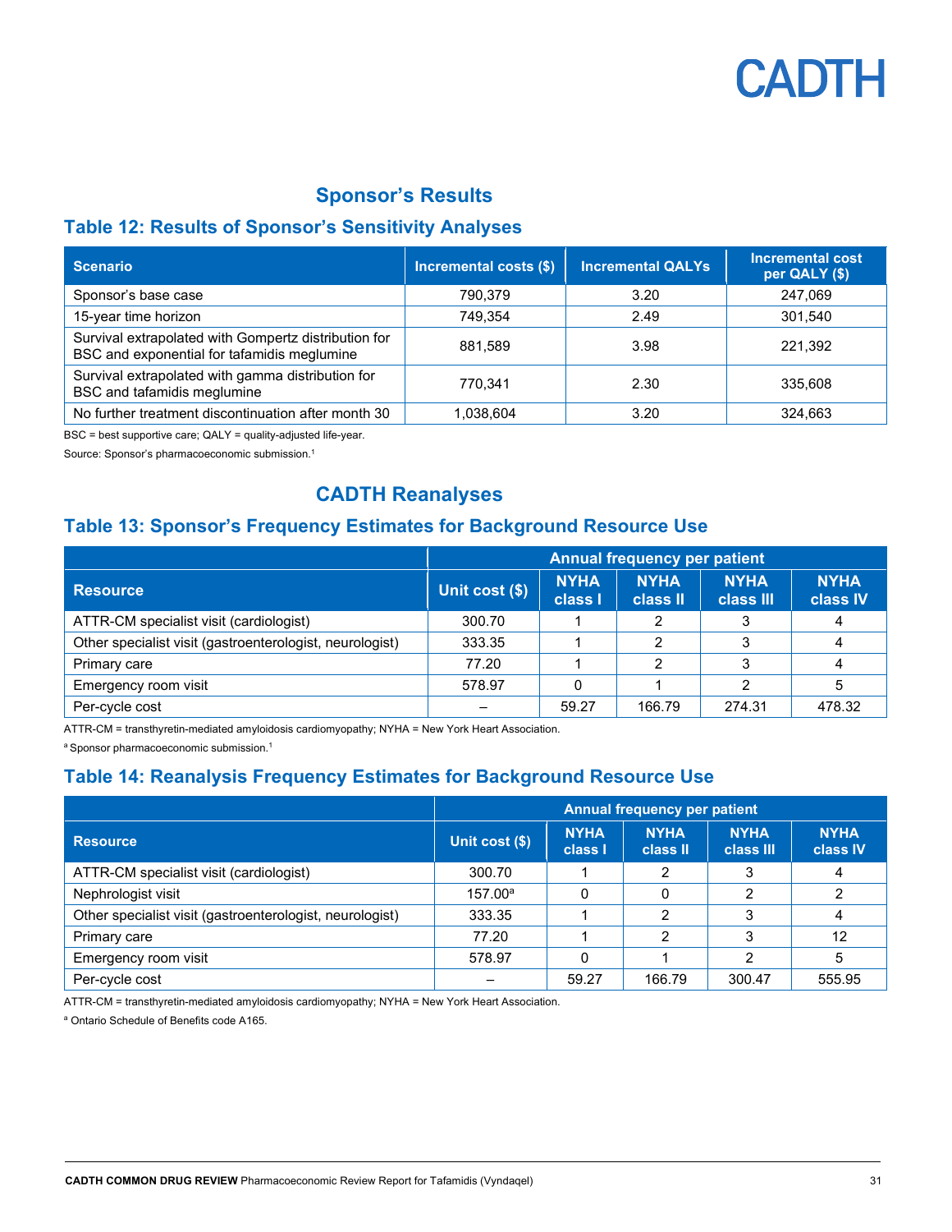## Sponsor's Results

### Table 12: Results of Sponsor's Sensitivity Analyses

| Scenario | Incremental costs ($) | Incremental QALYs | Incremental cost per QALY ($) |
|---|---|---|---|
| Sponsor's base case | 790,379 | 3.20 | 247,069 |
| 15-year time horizon | 749,354 | 2.49 | 301,540 |
| Survival extrapolated with Gompertz distribution for BSC and exponential for tafamidis meglumine | 881,589 | 3.98 | 221,392 |
| Survival extrapolated with gamma distribution for BSC and tafamidis meglumine | 770,341 | 2.30 | 335,608 |
| No further treatment discontinuation after month 30 | 1,038,604 | 3.20 | 324,663 |

BSC = best supportive care; QALY = quality-adjusted life-year.

Source: Sponsor's pharmacoeconomic submission.[1]

## CADTH Reanalyses

### Table 13: Sponsor's Frequency Estimates for Background Resource Use

| Resource | Unit cost ($) | Annual frequency per patient | | | |
|---|---|---|---|---|---|
| | | NYHA class I | NYHA class II | NYHA class III | NYHA class IV |
| ATTR-CM specialist visit (cardiologist) | 300.70 | 1 | 2 | 3 | 4 |
| Other specialist visit (gastroenterologist, neurologist) | 333.35 | 1 | 2 | 3 | 4 |
| Primary care | 77.20 | 1 | 2 | 3 | 4 |
| Emergency room visit | 578.97 | 0 | 1 | 2 | 5 |
| Per-cycle cost | – | 59.27 | 166.79 | 274.31 | 478.32 |

ATTR-CM = transthyretin-mediated amyloidosis cardiomyopathy; NYHA = New York Heart Association.

[a] Sponsor pharmacoeconomic submission.[1]

### Table 14: Reanalysis Frequency Estimates for Background Resource Use

| Resource | Unit cost ($) | Annual frequency per patient | | | |
|---|---|---|---|---|---|
| | | NYHA class I | NYHA class II | NYHA class III | NYHA class IV |
| ATTR-CM specialist visit (cardiologist) | 300.70 | 1 | 2 | 3 | 4 |
| Nephrologist visit | 157.00[a] | 0 | 0 | 2 | 2 |
| Other specialist visit (gastroenterologist, neurologist) | 333.35 | 1 | 2 | 3 | 4 |
| Primary care | 77.20 | 1 | 2 | 3 | 12 |
| Emergency room visit | 578.97 | 0 | 1 | 2 | 5 |
| Per-cycle cost | – | 59.27 | 166.79 | 300.47 | 555.95 |

ATTR-CM = transthyretin-mediated amyloidosis cardiomyopathy; NYHA = New York Heart Association.

[a] Ontario Schedule of Benefits code A165.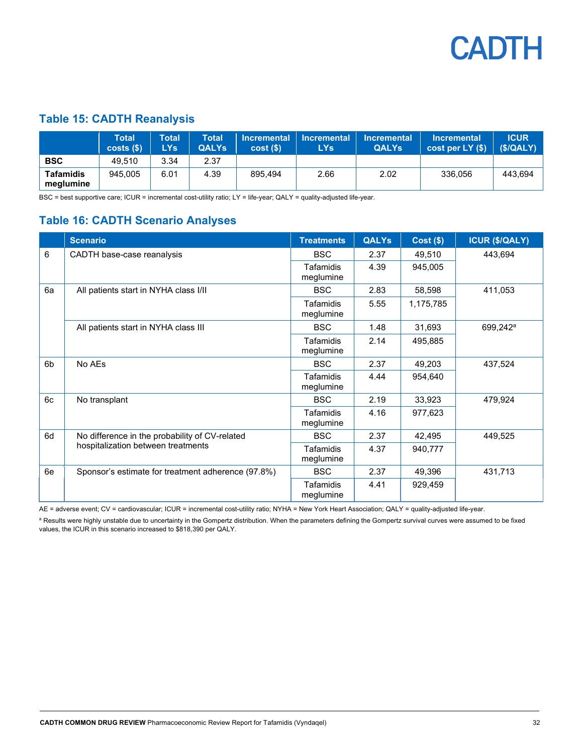## Table 15: CADTH Reanalysis

| | Total costs ($) | Total LYs | Total QALYs | Incremental cost ($) | Incremental LYs | Incremental QALYs | Incremental cost per LY ($) | ICUR ($/QALY) |
|---|---|---|---|---|---|---|---|---|
| **BSC** | 49,510 | 3.34 | 2.37 | | | | | |
| **Tafamidis meglumine** | 945,005 | 6.01 | 4.39 | 895,494 | 2.66 | 2.02 | 336,056 | 443,694 |

BSC = best supportive care; ICUR = incremental cost-utility ratio; LY = life-year; QALY = quality-adjusted life-year.

## Table 16: CADTH Scenario Analyses

| | Scenario | Treatments | QALYs | Cost ($) | ICUR ($/QALY) |
|---|---|---|---|---|---|
| 6 | CADTH base-case reanalysis | BSC | 2.37 | 49,510 | 443,694 |
| | | Tafamidis meglumine | 4.39 | 945,005 | |
| 6a | All patients start in NYHA class I/II | BSC | 2.83 | 58,598 | 411,053 |
| | | Tafamidis meglumine | 5.55 | 1,175,785 | |
| | All patients start in NYHA class III | BSC | 1.48 | 31,693 | 699,242[a] |
| | | Tafamidis meglumine | 2.14 | 495,885 | |
| 6b | No AEs | BSC | 2.37 | 49,203 | 437,524 |
| | | Tafamidis meglumine | 4.44 | 954,640 | |
| 6c | No transplant | BSC | 2.19 | 33,923 | 479,924 |
| | | Tafamidis meglumine | 4.16 | 977,623 | |
| 6d | No difference in the probability of CV-related hospitalization between treatments | BSC | 2.37 | 42,495 | 449,525 |
| | | Tafamidis meglumine | 4.37 | 940,777 | |
| 6e | Sponsor's estimate for treatment adherence (97.8%) | BSC | 2.37 | 49,396 | 431,713 |
| | | Tafamidis meglumine | 4.41 | 929,459 | |

AE = adverse event; CV = cardiovascular; ICUR = incremental cost-utility ratio; NYHA = New York Heart Association; QALY = quality-adjusted life-year.

[a] Results were highly unstable due to uncertainty in the Gompertz distribution. When the parameters defining the Gompertz survival curves were assumed to be fixed values, the ICUR in this scenario increased to $818,390 per QALY.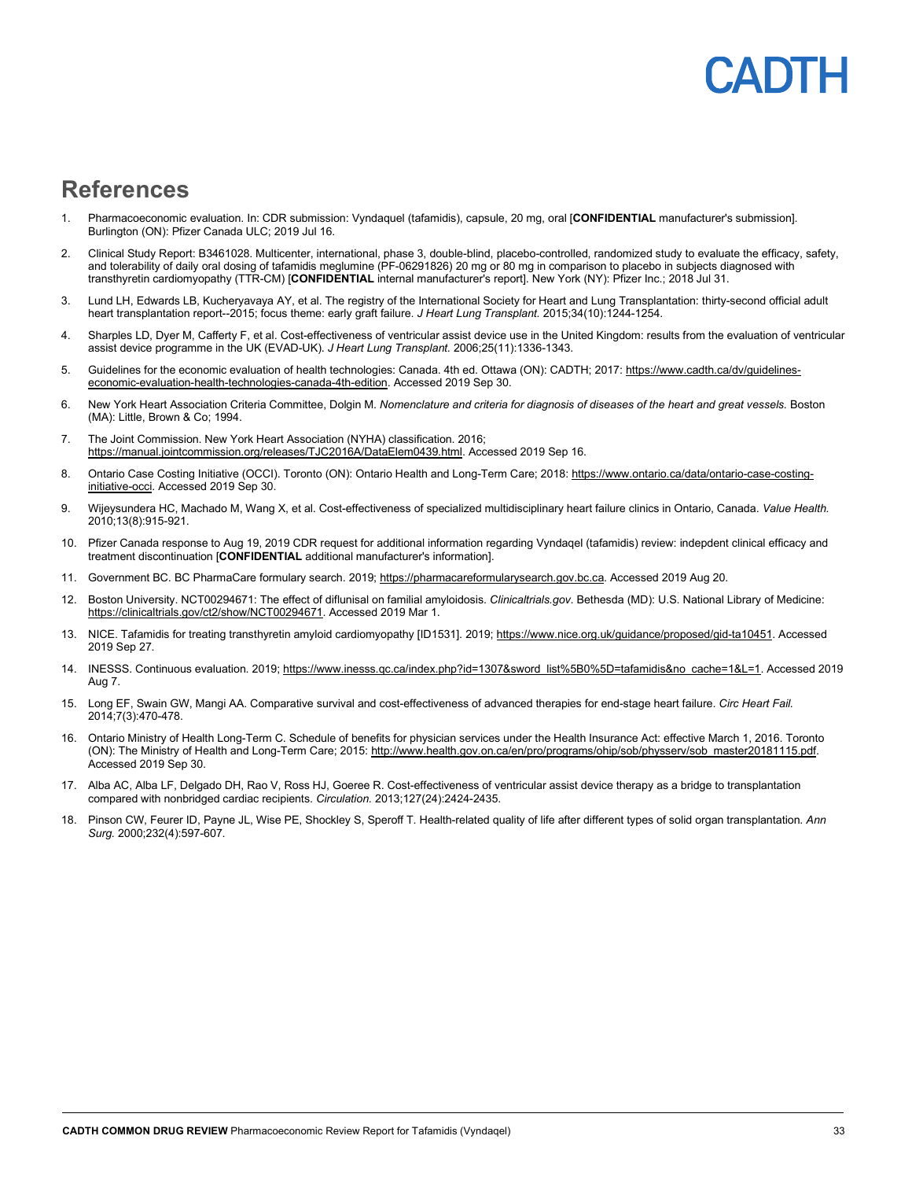## References

1. Pharmacoeconomic evaluation. In: CDR submission: Vyndaquel (tafamidis), capsule, 20 mg, oral [**CONFIDENTIAL** manufacturer's submission]. Burlington (ON): Pfizer Canada ULC; 2019 Jul 16.
2. Clinical Study Report: B3461028. Multicenter, international, phase 3, double-blind, placebo-controlled, randomized study to evaluate the efficacy, safety, and tolerability of daily oral dosing of tafamidis meglumine (PF-06291826) 20 mg or 80 mg in comparison to placebo in subjects diagnosed with transthyretin cardiomyopathy (TTR-CM) [**CONFIDENTIAL** internal manufacturer's report]. New York (NY): Pfizer Inc.; 2018 Jul 31.
3. Lund LH, Edwards LB, Kucheryavaya AY, et al. The registry of the International Society for Heart and Lung Transplantation: thirty-second official adult heart transplantation report--2015; focus theme: early graft failure. *J Heart Lung Transplant.* 2015;34(10):1244-1254.
4. Sharples LD, Dyer M, Cafferty F, et al. Cost-effectiveness of ventricular assist device use in the United Kingdom: results from the evaluation of ventricular assist device programme in the UK (EVAD-UK). *J Heart Lung Transplant.* 2006;25(11):1336-1343.
5. Guidelines for the economic evaluation of health technologies: Canada. 4th ed. Ottawa (ON): CADTH; 2017: https://www.cadth.ca/dv/guidelines-economic-evaluation-health-technologies-canada-4th-edition. Accessed 2019 Sep 30.
6. New York Heart Association Criteria Committee, Dolgin M. *Nomenclature and criteria for diagnosis of diseases of the heart and great vessels.* Boston (MA): Little, Brown & Co; 1994.
7. The Joint Commission. New York Heart Association (NYHA) classification. 2016; https://manual.jointcommission.org/releases/TJC2016A/DataElem0439.html. Accessed 2019 Sep 16.
8. Ontario Case Costing Initiative (OCCI). Toronto (ON): Ontario Health and Long-Term Care; 2018: https://www.ontario.ca/data/ontario-case-costing-initiative-occi. Accessed 2019 Sep 30.
9. Wijeysundera HC, Machado M, Wang X, et al. Cost-effectiveness of specialized multidisciplinary heart failure clinics in Ontario, Canada. *Value Health.* 2010;13(8):915-921.
10. Pfizer Canada response to Aug 19, 2019 CDR request for additional information regarding Vyndaqel (tafamidis) review: indepdent clinical efficacy and treatment discontinuation [**CONFIDENTIAL** additional manufacturer's information].
11. Government BC. BC PharmaCare formulary search. 2019; https://pharmacareformularysearch.gov.bc.ca. Accessed 2019 Aug 20.
12. Boston University. NCT00294671: The effect of diflunisal on familial amyloidosis. *Clinicaltrials.gov*. Bethesda (MD): U.S. National Library of Medicine: https://clinicaltrials.gov/ct2/show/NCT00294671. Accessed 2019 Mar 1.
13. NICE. Tafamidis for treating transthyretin amyloid cardiomyopathy [ID1531]. 2019; https://www.nice.org.uk/guidance/proposed/gid-ta10451. Accessed 2019 Sep 27.
14. INESSS. Continuous evaluation. 2019; https://www.inesss.qc.ca/index.php?id=1307&sword_list%5B0%5D=tafamidis&no_cache=1&L=1. Accessed 2019 Aug 7.
15. Long EF, Swain GW, Mangi AA. Comparative survival and cost-effectiveness of advanced therapies for end-stage heart failure. *Circ Heart Fail.* 2014;7(3):470-478.
16. Ontario Ministry of Health Long-Term C. Schedule of benefits for physician services under the Health Insurance Act: effective March 1, 2016. Toronto (ON): The Ministry of Health and Long-Term Care; 2015: http://www.health.gov.on.ca/en/pro/programs/ohip/sob/physserv/sob_master20181115.pdf. Accessed 2019 Sep 30.
17. Alba AC, Alba LF, Delgado DH, Rao V, Ross HJ, Goeree R. Cost-effectiveness of ventricular assist device therapy as a bridge to transplantation compared with nonbridged cardiac recipients. *Circulation.* 2013;127(24):2424-2435.
18. Pinson CW, Feurer ID, Payne JL, Wise PE, Shockley S, Speroff T. Health-related quality of life after different types of solid organ transplantation. *Ann Surg.* 2000;232(4):597-607.